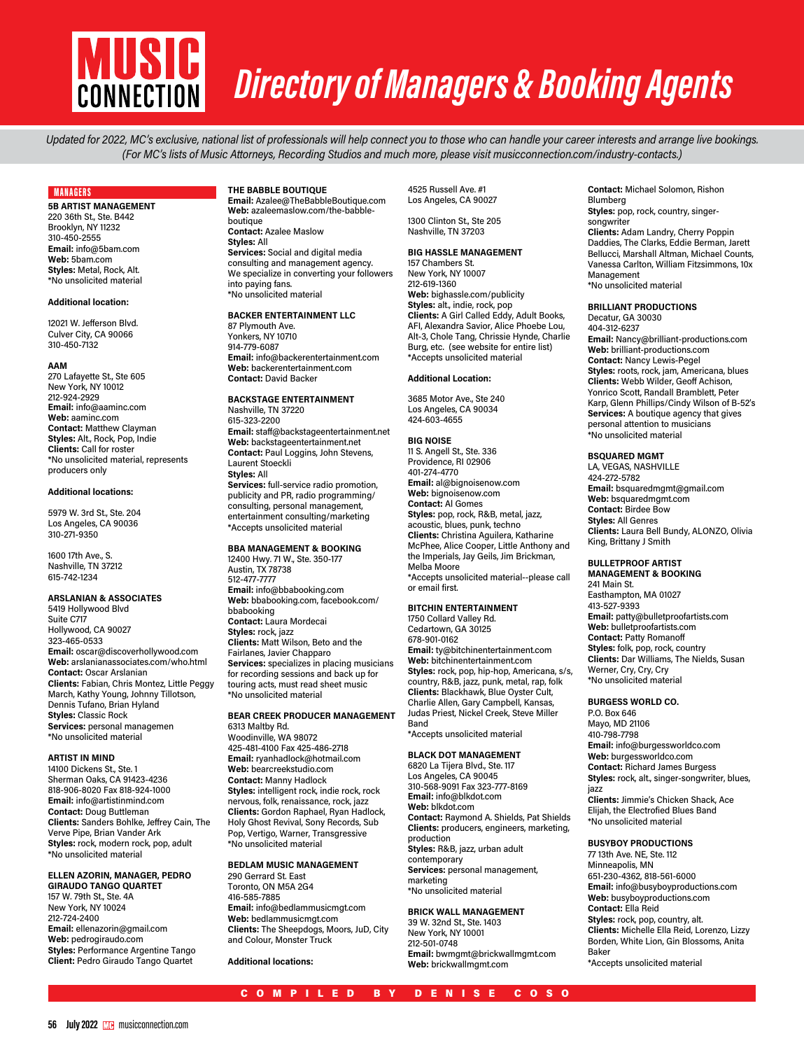# MUSIC CONNECTION

# Directory of Managers & Booking Agents

*Updated for 2022, MC's exclusive, national list of professionals will help connect you to those who can handle your career interests and arrange live bookings. (For MC's lists of Music Attorneys, Recording Studios and much more, please visit musicconnection.com/industry-contacts.)*

## MANAGERS

**5B ARTIST MANAGEMENT**
220 36th St., Ste. B442
Brooklyn, NY 11232
310-450-2555
**Email:** info@5bam.com
**Web:** 5bam.com
**Styles:** Metal, Rock, Alt.
*No unsolicited material

**Additional location:**

12021 W. Jefferson Blvd.
Culver City, CA 90066
310-450-7132

**AAM**
270 Lafayette St., Ste 605
New York, NY 10012
212-924-2929
**Email:** info@aaminc.com
**Web:** aaminc.com
**Contact:** Matthew Clayman
**Styles:** Alt., Rock, Pop, Indie
**Clients:** Call for roster
*No unsolicited material, represents producers only

**Additional locations:**

5979 W. 3rd St., Ste. 204
Los Angeles, CA 90036
310-271-9350

1600 17th Ave., S.
Nashville, TN 37212
615-742-1234

**ARSLANIAN & ASSOCIATES**
5419 Hollywood Blvd
Suite C717
Hollywood, CA 90027
323-465-0533
**Email:** oscar@discoverhollywood.com
**Web:** arslanianassociates.com/who.html
**Contact:** Oscar Arslanian
**Clients:** Fabian, Chris Montez, Little Peggy March, Kathy Young, Johnny Tillotson, Dennis Tufano, Brian Hyland
**Styles:** Classic Rock
**Services:** personal managemen
*No unsolicited material

**ARTIST IN MIND**
14100 Dickens St., Ste. 1
Sherman Oaks, CA 91423-4236
818-906-8020 Fax 818-924-1000
**Email:** info@artistinmind.com
**Contact:** Doug Buttleman
**Clients:** Sanders Bohlke, Jeffrey Cain, The Verve Pipe, Brian Vander Ark
**Styles:** rock, modern rock, pop, adult
*No unsolicited material

**ELLEN AZORIN, MANAGER, PEDRO GIRAUDO TANGO QUARTET**
157 W. 79th St., Ste. 4A
New York, NY 10024
212-724-2400
**Email:** ellenazorin@gmail.com
**Web:** pedrogiraudo.com
**Styles:** Performance Argentine Tango
**Client:** Pedro Giraudo Tango Quartet

**THE BABBLE BOUTIQUE**
**Email:** Azalee@TheBabbleBoutique.com
**Web:** azaleemaslow.com/the-babble-boutique
**Contact:** Azalee Maslow
**Styles:** All
**Services:** Social and digital media consulting and management agency. We specialize in converting your followers into paying fans.
*No unsolicited material

**BACKER ENTERTAINMENT LLC**
87 Plymouth Ave.
Yonkers, NY 10710
914-779-6087
**Email:** info@backerentertainment.com
**Web:** backerentertainment.com
**Contact:** David Backer

**BACKSTAGE ENTERTAINMENT**
Nashville, TN 37220
615-323-2200
**Email:** staff@backstageentertainment.net
**Web:** backstageentertainment.net
**Contact:** Paul Loggins, John Stevens, Laurent Stoeckli
**Styles:** All
**Services:** full-service radio promotion, publicity and PR, radio programming/consulting, personal management, entertainment consulting/marketing
*Accepts unsolicited material

**BBA MANAGEMENT & BOOKING**
12400 Hwy. 71 W., Ste. 350-177
Austin, TX 78738
512-477-7777
**Email:** info@bbabooking.com
**Web:** bbabooking.com, facebook.com/bbabooking
**Contact:** Laura Mordecai
**Styles:** rock, jazz
**Clients:** Matt Wilson, Beto and the Fairlanes, Javier Chapparo
**Services:** specializes in placing musicians for recording sessions and back up for touring acts, must read sheet music
*No unsolicited material

**BEAR CREEK PRODUCER MANAGEMENT**
6313 Maltby Rd.
Woodinville, WA 98072
425-481-4100 Fax 425-486-2718
**Email:** ryanhadlock@hotmail.com
**Web:** bearcreekstudio.com
**Contact:** Manny Hadlock
**Styles:** intelligent rock, indie rock, rock nervous, folk, renaissance, rock, jazz
**Clients:** Gordon Raphael, Ryan Hadlock, Holy Ghost Revival, Sony Records, Sub Pop, Vertigo, Warner, Transgressive
*No unsolicited material

**BEDLAM MUSIC MANAGEMENT**
290 Gerrard St. East
Toronto, ON M5A 2G4
416-585-7885
**Email:** info@bedlammusicmgt.com
**Web:** bedlammusicmgt.com
**Clients:** The Sheepdogs, Moors, JuD, City and Colour, Monster Truck

**Additional locations:**

4525 Russell Ave. #1
Los Angeles, CA 90027

1300 Clinton St., Ste 205
Nashville, TN 37203

**BIG HASSLE MANAGEMENT**
157 Chambers St.
New York, NY 10007
212-619-1360
**Web:** bighassle.com/publicity
**Styles:** alt., indie, rock, pop
**Clients:** A Girl Called Eddy, Adult Books, AFI, Alexandra Savior, Alice Phoebe Lou, Alt-3, Chole Tang, Chrissie Hynde, Charlie Burg, etc. (see website for entire list)
*Accepts unsolicited material

**Additional Location:**

3685 Motor Ave., Ste 240
Los Angeles, CA 90034
424-603-4655

**BIG NOISE**
11 S. Angell St., Ste. 336
Providence, RI 02906
401-274-4770
**Email:** al@bignoisenow.com
**Web:** bignoisenow.com
**Contact:** Al Gomes
**Styles:** pop, rock, R&B, metal, jazz, acoustic, blues, punk, techno
**Clients:** Christina Aguilera, Katharine McPhee, Alice Cooper, Little Anthony and the Imperials, Jay Geils, Jim Brickman, Melba Moore
*Accepts unsolicited material--please call or email first.

**BITCHIN ENTERTAINMENT**
1750 Collard Valley Rd.
Cedartown, GA 30125
678-901-0162
**Email:** ty@bitchinentertainment.com
**Web:** bitchinentertainment.com
**Styles:** rock, pop, hip-hop, Americana, s/s, country, R&B, jazz, punk, metal, rap, folk
**Clients:** Blackhawk, Blue Oyster Cult, Charlie Allen, Gary Campbell, Kansas, Judas Priest, Nickel Creek, Steve Miller Band
*Accepts unsolicited material

**BLACK DOT MANAGEMENT**
6820 La Tijera Blvd., Ste. 117
Los Angeles, CA 90045
310-568-9091 Fax 323-777-8169
**Email:** info@blkdot.com
**Web:** blkdot.com
**Contact:** Raymond A. Shields, Pat Shields
**Clients:** producers, engineers, marketing, production
**Styles:** R&B, jazz, urban adult contemporary
**Services:** personal management, marketing
*No unsolicited material

**BRICK WALL MANAGEMENT**
39 W. 32nd St., Ste. 1403
New York, NY 10001
212-501-0748
**Email:** bwmgmt@brickwallmgmt.com
**Web:** brickwallmgmt.com
**Contact:** Michael Solomon, Rishon Blumberg
**Styles:** pop, rock, country, singer-songwriter
**Clients:** Adam Landry, Cherry Poppin Daddies, The Clarks, Eddie Berman, Jarett Bellucci, Marshall Altman, Michael Counts, Vanessa Carlton, William Fitzsimmons, 10x Management
*No unsolicited material

**BRILLIANT PRODUCTIONS**
Decatur, GA 30030
404-312-6237
**Email:** Nancy@brilliant-productions.com
**Web:** brilliant-productions.com
**Contact:** Nancy Lewis-Pegel
**Styles:** roots, rock, jam, Americana, blues
**Clients:** Webb Wilder, Geoff Achison, Yonrico Scott, Randall Bramblett, Peter Karp, Glenn Phillips/Cindy Wilson of B-52's
**Services:** A boutique agency that gives personal attention to musicians
*No unsolicited material

**BSQUARED MGMT**
LA, VEGAS, NASHVILLE
424-272-5782
**Email:** bsquaredmgmt@gmail.com
**Web:** bsquaredmgmt.com
**Contact:** Birdee Bow
**Styles:** All Genres
**Clients:** Laura Bell Bundy, ALONZO, Olivia King, Brittany J Smith

**BULLETPROOF ARTIST MANAGEMENT & BOOKING**
241 Main St.
Easthampton, MA 01027
413-527-9393
**Email:** patty@bulletproofartists.com
**Web:** bulletproofartists.com
**Contact:** Patty Romanoff
**Styles:** folk, pop, rock, country
**Clients:** Dar Williams, The Nields, Susan Werner, Cry, Cry, Cry
*No unsolicited material

**BURGESS WORLD CO.**
P.O. Box 646
Mayo, MD 21106
410-798-7798
**Email:** info@burgessworldco.com
**Web:** burgessworldco.com
**Contact:** Richard James Burgess
**Styles:** rock, alt., singer-songwriter, blues, jazz
**Clients:** Jimmie's Chicken Shack, Ace Elijah, the Electrofied Blues Band
*No unsolicited material

**BUSYBOY PRODUCTIONS**
77 13th Ave. NE, Ste. 112
Minneapolis, MN
651-230-4362, 818-561-6000
**Email:** info@busyboyproductions.com
**Web:** busyboyproductions.com
**Contact:** Ella Reid
**Styles:** rock, pop, country, alt.
**Clients:** Michelle Ella Reid, Lorenzo, Lizzy Borden, White Lion, Gin Blossoms, Anita Baker
*Accepts unsolicited material

COMPILED BY DENISE COSO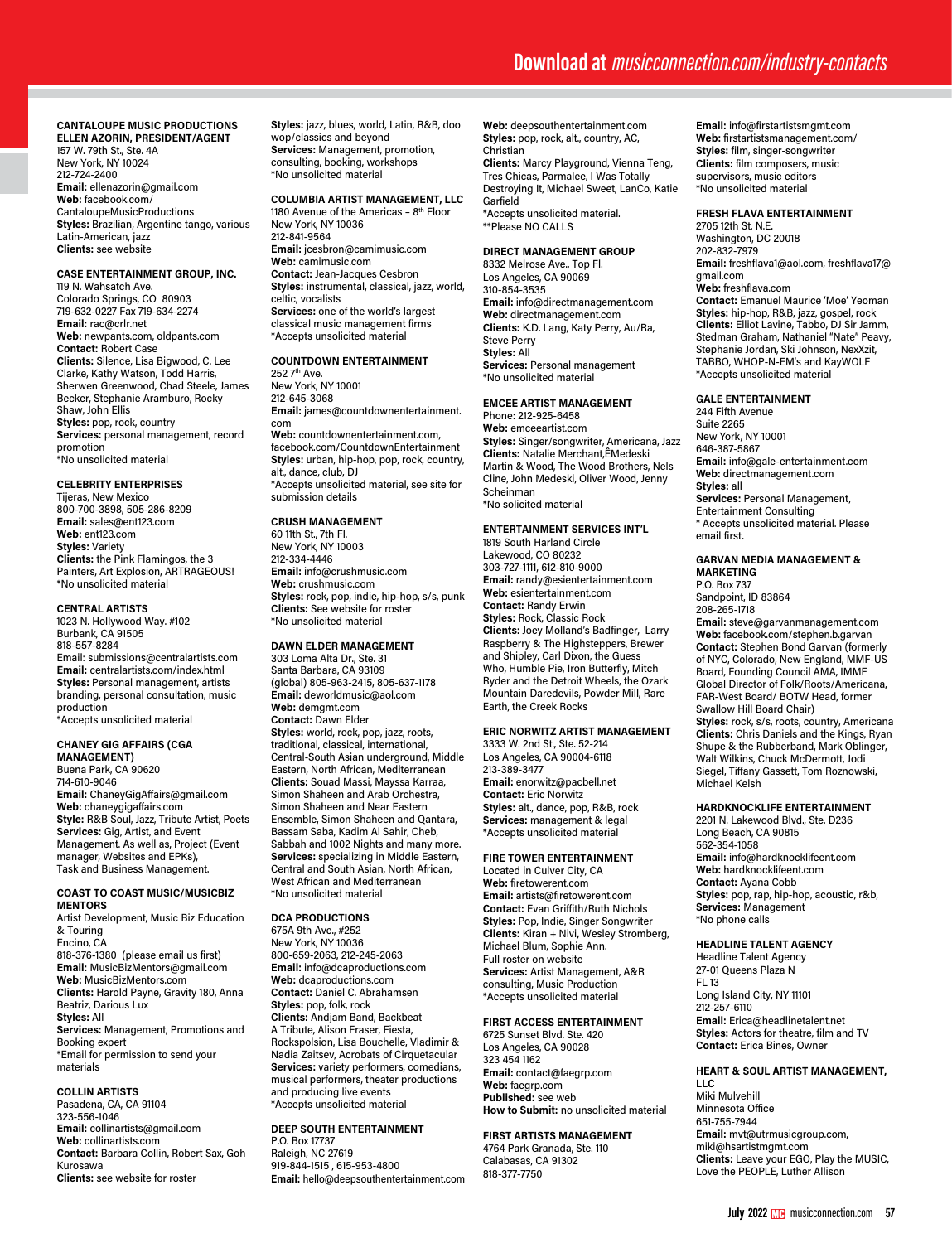Download at *musicconnection.com/industry-contacts*

**CANTALOUPE MUSIC PRODUCTIONS**
**ELLEN AZORIN, PRESIDENT/AGENT**
157 W. 79th St., Ste. 4A
New York, NY 10024
212-724-2400
**Email:** ellenazorin@gmail.com
**Web:** facebook.com/CantaloupeMusicProductions
**Styles:** Brazilian, Argentine tango, various Latin-American, jazz
**Clients:** see website

**CASE ENTERTAINMENT GROUP, INC.**
119 N. Wahsatch Ave.
Colorado Springs, CO 80903
719-632-0227 Fax 719-634-2274
**Email:** rac@crlr.net
**Web:** newpants.com, oldpants.com
**Contact:** Robert Case
**Clients:** Silence, Lisa Bigwood, C. Lee Clarke, Kathy Watson, Todd Harris, Sherwen Greenwood, Chad Steele, James Becker, Stephanie Aramburo, Rocky Shaw, John Ellis
**Styles:** pop, rock, country
**Services:** personal management, record promotion
*No unsolicited material

**CELEBRITY ENTERPRISES**
Tijeras, New Mexico
800-700-3898, 505-286-8209
**Email:** sales@ent123.com
**Web:** ent123.com
**Styles:** Variety
**Clients:** the Pink Flamingos, the 3 Painters, Art Explosion, ARTRAGEOUS!
*No unsolicited material

**CENTRAL ARTISTS**
1023 N. Hollywood Way. #102
Burbank, CA 91505
818-557-8284
Email: submissions@centralartists.com
**Email:** centralartists.com/index.html
**Styles:** Personal management, artists branding, personal consultation, music production
*Accepts unsolicited material

**CHANEY GIG AFFAIRS (CGA MANAGEMENT)**
Buena Park, CA 90620
714-610-9046
**Email:** ChaneyGigAffairs@gmail.com
**Web:** chaneygigaffairs.com
**Style:** R&B Soul, Jazz, Tribute Artist, Poets
**Services:** Gig, Artist, and Event Management. As well as, Project (Event manager, Websites and EPKs), Task and Business Management.

**COAST TO COAST MUSIC/MUSICBIZ MENTORS**
Artist Development, Music Biz Education & Touring
Encino, CA
818-376-1380 (please email us first)
**Email:** MusicBizMentors@gmail.com
**Web:** MusicBizMentors.com
**Clients:** Harold Payne, Gravity 180, Anna Beatriz, Darious Lux
**Styles:** All
**Services:** Management, Promotions and Booking expert
*Email for permission to send your materials

**COLLIN ARTISTS**
Pasadena, CA, CA 91104
323-556-1046
**Email:** collinartists@gmail.com
**Web:** collinartists.com
**Contact:** Barbara Collin, Robert Sax, Goh Kurosawa
**Clients:** see website for roster
**Styles:** jazz, blues, world, Latin, R&B, doo wop/classics and beyond
**Services:** Management, promotion, consulting, booking, workshops
*No unsolicited material

**COLUMBIA ARTIST MANAGEMENT, LLC**
1180 Avenue of the Americas – 8th Floor
New York, NY 10036
212-841-9564
**Email:** jcesbron@camimusic.com
**Web:** camimusic.com
**Contact:** Jean-Jacques Cesbron
**Styles:** instrumental, classical, jazz, world, celtic, vocalists
**Services:** one of the world's largest classical music management firms
*Accepts unsolicited material

**COUNTDOWN ENTERTAINMENT**
252 7th Ave.
New York, NY 10001
212-645-3068
**Email:** james@countdownentertainment.com
**Web:** countdownentertainment.com, facebook.com/CountdownEntertainment
**Styles:** urban, hip-hop, pop, rock, country, alt., dance, club, DJ
*Accepts unsolicited material, see site for submission details

**CRUSH MANAGEMENT**
60 11th St., 7th Fl.
New York, NY 10003
212-334-4446
**Email:** info@crushmusic.com
**Web:** crushmusic.com
**Styles:** rock, pop, indie, hip-hop, s/s, punk
**Clients:** See website for roster
*No unsolicited material

**DAWN ELDER MANAGEMENT**
303 Loma Alta Dr., Ste. 31
Santa Barbara, CA 93109
(global) 805-963-2415, 805-637-1178
**Email:** deworldmusic@aol.com
**Web:** demgmt.com
**Contact:** Dawn Elder
**Styles:** world, rock, pop, jazz, roots, traditional, classical, international, Central-South Asian underground, Middle Eastern, North African, Mediterranean
**Clients:** Souad Massi, Mayssa Karraa, Simon Shaheen and Arab Orchestra, Simon Shaheen and Near Eastern Ensemble, Simon Shaheen and Qantara, Bassam Saba, Kadim Al Sahir, Cheb, Sabbah and 1002 Nights and many more.
**Services:** specializing in Middle Eastern, Central and South Asian, North African, West African and Mediterranean
*No unsolicited material

**DCA PRODUCTIONS**
675A 9th Ave., #252
New York, NY 10036
800-659-2063, 212-245-2063
**Email:** info@dcaproductions.com
**Web:** dcaproductions.com
**Contact:** Daniel C. Abrahamsen
**Styles:** pop, folk, rock
**Clients:** Andjam Band, Backbeat A Tribute, Alison Fraser, Fiesta, Rockspolsion, Lisa Bouchelle, Vladimir & Nadia Zaitsev, Acrobats of Cirquetacular
**Services:** variety performers, comedians, musical performers, theater productions and producing live events
*Accepts unsolicited material

**DEEP SOUTH ENTERTAINMENT**
P.O. Box 17737
Raleigh, NC 27619
919-844-1515 , 615-953-4800
**Email:** hello@deepsouthentertainment.com
**Web:** deepsouthentertainment.com
**Styles:** pop, rock, alt., country, AC, Christian
**Clients:** Marcy Playground, Vienna Teng, Tres Chicas, Parmalee, I Was Totally Destroying It, Michael Sweet, LanCo, Katie Garfield
*Accepts unsolicited material.
**Please NO CALLS

**DIRECT MANAGEMENT GROUP**
8332 Melrose Ave., Top Fl.
Los Angeles, CA 90069
310-854-3535
**Email:** info@directmanagement.com
**Web:** directmanagement.com
**Clients:** K.D. Lang, Katy Perry, Au/Ra, Steve Perry
**Styles:** All
**Services:** Personal management
*No unsolicited material

**EMCEE ARTIST MANAGEMENT**
Phone: 212-925-6458
**Web:** emceeartist.com
**Styles:** Singer/songwriter, Americana, Jazz
**Clients:** Natalie Merchant,ÊMedeski Martin & Wood, The Wood Brothers, Nels Cline, John Medeski, Oliver Wood, Jenny Scheinman
*No solicited material

**ENTERTAINMENT SERVICES INT'L**
1819 South Harland Circle
Lakewood, CO 80232
303-727-1111, 612-810-9000
**Email:** randy@esientertainment.com
**Web:** esientertainment.com
**Contact:** Randy Erwin
**Styles:** Rock, Classic Rock
**Clients**: Joey Molland's Badfinger, Larry Raspberry & The Highsteppers, Brewer and Shipley, Carl Dixon, the Guess Who, Humble Pie, Iron Butterfly, Mitch Ryder and the Detroit Wheels, the Ozark Mountain Daredevils, Powder Mill, Rare Earth, the Creek Rocks

**ERIC NORWITZ ARTIST MANAGEMENT**
3333 W. 2nd St., Ste. 52-214
Los Angeles, CA 90004-6118
213-389-3477
**Email:** enorwitz@pacbell.net
**Contact:** Eric Norwitz
**Styles:** alt., dance, pop, R&B, rock
**Services:** management & legal
*Accepts unsolicited material

**FIRE TOWER ENTERTAINMENT**
Located in Culver City, CA
**Web:** firetowerent.com
**Email:** artists@firetowerent.com
**Contact:** Evan Griffith/Ruth Nichols
**Styles:** Pop, Indie, Singer Songwriter
**Clients:** Kiran + Nivi, Wesley Stromberg, Michael Blum, Sophie Ann.
Full roster on website
**Services:** Artist Management, A&R consulting, Music Production
*Accepts unsolicited material

**FIRST ACCESS ENTERTAINMENT**
6725 Sunset Blvd. Ste. 420
Los Angeles, CA 90028
323 454 1162
**Email:** contact@faegrp.com
**Web:** faegrp.com
**Published:** see web
**How to Submit:** no unsolicited material

**FIRST ARTISTS MANAGEMENT**
4764 Park Granada, Ste. 110
Calabasas, CA 91302
818-377-7750
**Email:** info@firstartistsmgmt.com
**Web:** firstartistsmanagement.com/
**Styles:** film, singer-songwriter
**Clients:** film composers, music supervisors, music editors
*No unsolicited material

**FRESH FLAVA ENTERTAINMENT**
2705 12th St. N.E.
Washington, DC 20018
202-832-7979
**Email:** freshflava1@aol.com, freshflava17@gmail.com
**Web:** freshflava.com
**Contact:** Emanuel Maurice 'Moe' Yeoman
**Styles:** hip-hop, R&B, jazz, gospel, rock
**Clients:** Elliot Lavine, Tabbo, DJ Sir Jamm, Stedman Graham, Nathaniel "Nate" Peavy, Stephanie Jordan, Ski Johnson, NexXzit, TABBO, WHOP-N-EM's and KayWOLF
*Accepts unsolicited material

**GALE ENTERTAINMENT**
244 Fifth Avenue
Suite 2265
New York, NY 10001
646-387-5867
**Email:** info@gale-entertainment.com
**Web:** directmanagement.com
**Styles:** all
**Services:** Personal Management, Entertainment Consulting
* Accepts unsolicited material. Please email first.

**GARVAN MEDIA MANAGEMENT & MARKETING**
P.O. Box 737
Sandpoint, ID 83864
208-265-1718
**Email:** steve@garvanmanagement.com
**Web:** facebook.com/stephen.b.garvan
**Contact:** Stephen Bond Garvan (formerly of NYC, Colorado, New England, MMF-US Board, Founding Council AMA, IMMF Global Director of Folk/Roots/Americana, FAR-West Board/ BOTW Head, former Swallow Hill Board Chair)
**Styles:** rock, s/s, roots, country, Americana
**Clients:** Chris Daniels and the Kings, Ryan Shupe & the Rubberband, Mark Oblinger, Walt Wilkins, Chuck McDermott, Jodi Siegel, Tiffany Gassett, Tom Roznowski, Michael Kelsh

**HARDKNOCKLIFE ENTERTAINMENT**
2201 N. Lakewood Blvd., Ste. D236
Long Beach, CA 90815
562-354-1058
**Email:** info@hardknocklifeent.com
**Web:** hardknocklifeent.com
**Contact:** Ayana Cobb
**Styles:** pop, rap, hip-hop, acoustic, r&b,
**Services:** Management
*No phone calls

**HEADLINE TALENT AGENCY**
Headline Talent Agency
27-01 Queens Plaza N
FL 13
Long Island City, NY 11101
212-257-6110
**Email:** Erica@headlinetalent.net
**Styles:** Actors for theatre, film and TV
**Contact:** Erica Bines, Owner

**HEART & SOUL ARTIST MANAGEMENT, LLC**
Miki Mulvehill
Minnesota Office
651-755-7944
**Email:** mvt@utrmusicgroup.com, miki@hsartistmgmt.com
**Clients:** Leave your EGO, Play the MUSIC, Love the PEOPLE, Luther Allison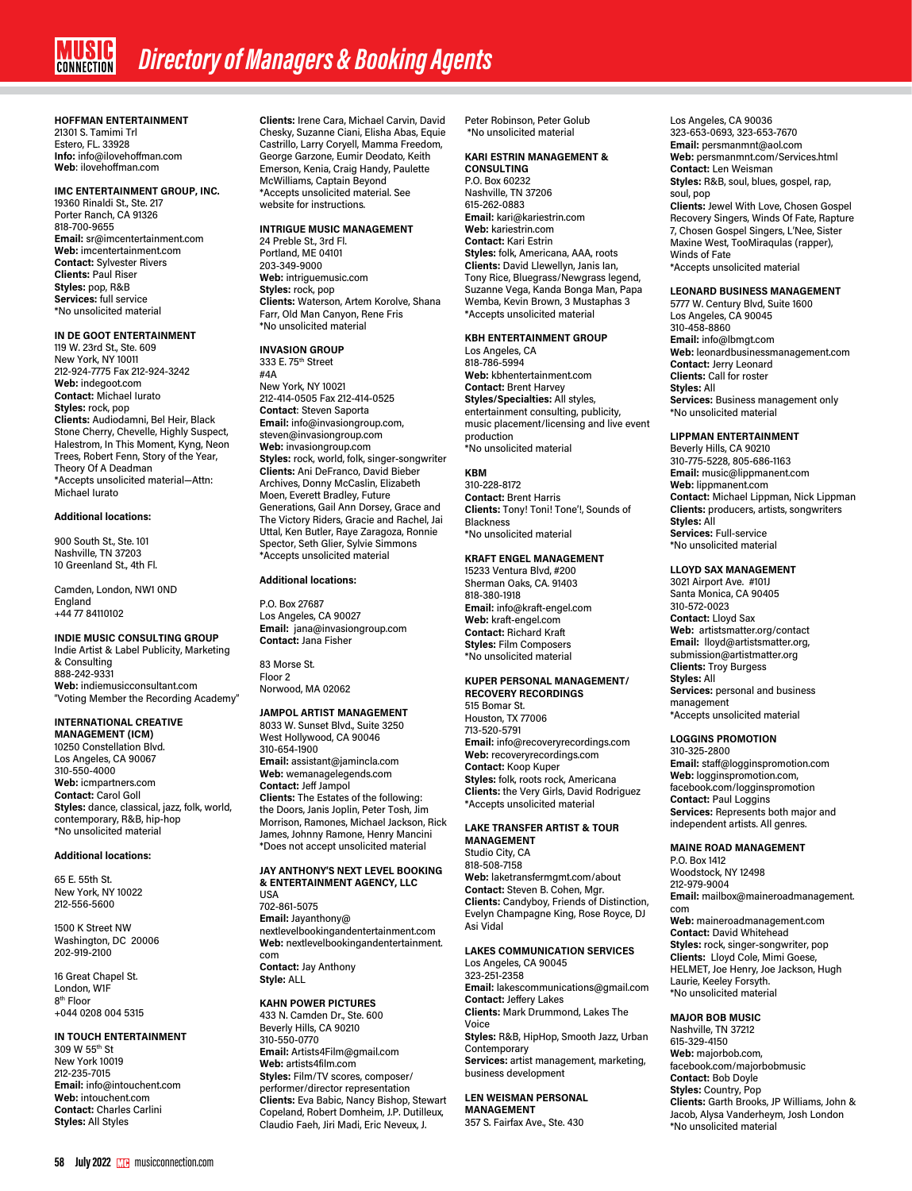# Directory of Managers & Booking Agents

**HOFFMAN ENTERTAINMENT**
21301 S. Tamimi Trl
Estero, FL. 33928
**Info:** info@ilovehoffman.com
**Web:** ilovehoffman.com

**IMC ENTERTAINMENT GROUP, INC.**
19360 Rinaldi St., Ste. 217
Porter Ranch, CA 91326
818-700-9655
**Email:** sr@imcentertainment.com
**Web:** imcentertainment.com
**Contact:** Sylvester Rivers
**Clients:** Paul Riser
**Styles:** pop, R&B
**Services:** full service
*No unsolicited material

**IN DE GOOT ENTERTAINMENT**
119 W. 23rd St., Ste. 609
New York, NY 10011
212-924-7775 Fax 212-924-3242
**Web:** indegoot.com
**Contact:** Michael Iurato
**Styles:** rock, pop
**Clients:** Audiodamni, Bel Heir, Black Stone Cherry, Chevelle, Highly Suspect, Halestrom, In This Moment, Kyng, Neon Trees, Robert Fenn, Story of the Year, Theory Of A Deadman
*Accepts unsolicited material—Attn: Michael Iurato

**Additional locations:**

900 South St., Ste. 101
Nashville, TN 37203
10 Greenland St., 4th Fl.

Camden, London, NW1 0ND
England
+44 77 84110102

**INDIE MUSIC CONSULTING GROUP**
Indie Artist & Label Publicity, Marketing & Consulting
888-242-9331
**Web:** indiemusicconsultant.com
"Voting Member the Recording Academy"

**INTERNATIONAL CREATIVE MANAGEMENT (ICM)**
10250 Constellation Blvd.
Los Angeles, CA 90067
310-550-4000
**Web:** icmpartners.com
**Contact:** Carol Goll
**Styles:** dance, classical, jazz, folk, world, contemporary, R&B, hip-hop
*No unsolicited material

**Additional locations:**

65 E. 55th St.
New York, NY 10022
212-556-5600

1500 K Street NW
Washington, DC 20006
202-919-2100

16 Great Chapel St.
London, W1F
8th Floor
+044 0208 004 5315

**IN TOUCH ENTERTAINMENT**
309 W 55th St
New York 10019
212-235-7015
**Email:** info@intouchent.com
**Web:** intouchent.com
**Contact:** Charles Carlini
**Styles:** All Styles
**Clients:** Irene Cara, Michael Carvin, David Chesky, Suzanne Ciani, Elisha Abas, Equie Castrillo, Larry Coryell, Mamma Freedom, George Garzone, Eumir Deodato, Keith Emerson, Kenia, Craig Handy, Paulette McWilliams, Captain Beyond
*Accepts unsolicited material. See website for instructions.

**INTRIGUE MUSIC MANAGEMENT**
24 Preble St., 3rd Fl.
Portland, ME 04101
203-349-9000
**Web:** intriguemusic.com
**Styles:** rock, pop
**Clients:** Waterson, Artem Korolve, Shana Farr, Old Man Canyon, Rene Fris
*No unsolicited material

**INVASION GROUP**
333 E. 75th Street
#4A
New York, NY 10021
212-414-0505 Fax 212-414-0525
**Contact**: Steven Saporta
**Email:** info@invasiongroup.com, steven@invasiongroup.com
**Web:** invasiongroup.com
**Styles:** rock, world, folk, singer-songwriter
**Clients:** Ani DeFranco, David Bieber Archives, Donny McCaslin, Elizabeth Moen, Everett Bradley, Future Generations, Gail Ann Dorsey, Grace and The Victory Riders, Gracie and Rachel, Jai Uttal, Ken Butler, Raye Zaragoza, Ronnie Spector, Seth Glier, Sylvie Simmons
*Accepts unsolicited material

**Additional locations:**

P.O. Box 27687
Los Angeles, CA 90027
**Email:** jana@invasiongroup.com
**Contact:** Jana Fisher

83 Morse St.
Floor 2
Norwood, MA 02062

**JAMPOL ARTIST MANAGEMENT**
8033 W. Sunset Blvd., Suite 3250
West Hollywood, CA 90046
310-654-1900
**Email:** assistant@jamincla.com
**Web:** wemanagelegends.com
**Contact:** Jeff Jampol
**Clients:** The Estates of the following: the Doors, Janis Joplin, Peter Tosh, Jim Morrison, Ramones, Michael Jackson, Rick James, Johnny Ramone, Henry Mancini
*Does not accept unsolicited material

**JAY ANTHONY'S NEXT LEVEL BOOKING & ENTERTAINMENT AGENCY, LLC**
USA
702-861-5075
**Email:** Jayanthony@nextlevelbookingandentertainment.com
**Web:** nextlevelbookingandentertainment.com
**Contact:** Jay Anthony
**Style:** ALL

**KAHN POWER PICTURES**
433 N. Camden Dr., Ste. 600
Beverly Hills, CA 90210
310-550-0770
**Email:** Artists4Film@gmail.com
**Web:** artists4film.com
**Styles:** Film/TV scores, composer/performer/director representation
**Clients:** Eva Babic, Nancy Bishop, Stewart Copeland, Robert Domheim, J.P. Dutilleux, Claudio Faeh, Jiri Madi, Eric Neveux, J. Peter Robinson, Peter Golub
*No unsolicited material

**KARI ESTRIN MANAGEMENT & CONSULTING**
P.O. Box 60232
Nashville, TN 37206
615-262-0883
**Email:** kari@kariestrin.com
**Web:** kariestrin.com
**Contact:** Kari Estrin
**Styles:** folk, Americana, AAA, roots
**Clients:** David Llewellyn, Janis Ian, Tony Rice, Bluegrass/Newgrass legend, Suzanne Vega, Kanda Bonga Man, Papa Wemba, Kevin Brown, 3 Mustaphas 3
*Accepts unsolicited material

**KBH ENTERTAINMENT GROUP**
Los Angeles, CA
818-786-5994
**Web:** kbhentertainment.com
**Contact:** Brent Harvey
**Styles/Specialties:** All styles, entertainment consulting, publicity, music placement/licensing and live event production
*No unsolicited material

**KBM**
310-228-8172
**Contact:** Brent Harris
**Clients:** Tony! Toni! Tone'!, Sounds of Blackness
*No unsolicited material

**KRAFT ENGEL MANAGEMENT**
15233 Ventura Blvd, #200
Sherman Oaks, CA. 91403
818-380-1918
**Email:** info@kraft-engel.com
**Web:** kraft-engel.com
**Contact:** Richard Kraft
**Styles:** Film Composers
*No unsolicited material

**KUPER PERSONAL MANAGEMENT/ RECOVERY RECORDINGS**
515 Bomar St.
Houston, TX 77006
713-520-5791
**Email:** info@recoveryrecordings.com
**Web:** recoveryrecordings.com
**Contact:** Koop Kuper
**Styles:** folk, roots rock, Americana
**Clients:** the Very Girls, David Rodriguez
*Accepts unsolicited material

**LAKE TRANSFER ARTIST & TOUR MANAGEMENT**
Studio City, CA
818-508-7158
**Web:** laketransfermgmt.com/about
**Contact:** Steven B. Cohen, Mgr.
**Clients:** Candyboy, Friends of Distinction, Evelyn Champagne King, Rose Royce, DJ Asi Vidal

**LAKES COMMUNICATION SERVICES**
Los Angeles, CA 90045
323-251-2358
**Email:** lakescommunications@gmail.com
**Contact:** Jeffery Lakes
**Clients:** Mark Drummond, Lakes The Voice
**Styles:** R&B, HipHop, Smooth Jazz, Urban Contemporary
**Services:** artist management, marketing, business development

**LEN WEISMAN PERSONAL MANAGEMENT**
357 S. Fairfax Ave., Ste. 430
Los Angeles, CA 90036
323-653-0693, 323-653-7670
**Email:** persmanmnt@aol.com
**Web:** persmanmnt.com/Services.html
**Contact:** Len Weisman
**Styles:** R&B, soul, blues, gospel, rap, soul, pop
**Clients:** Jewel With Love, Chosen Gospel Recovery Singers, Winds Of Fate, Rapture 7, Chosen Gospel Singers, L'Nee, Sister Maxine West, TooMiraqulas (rapper), Winds of Fate
*Accepts unsolicited material

**LEONARD BUSINESS MANAGEMENT**
5777 W. Century Blvd, Suite 1600
Los Angeles, CA 90045
310-458-8860
**Email:** info@lbmgt.com
**Web:** leonardbusinessmanagement.com
**Contact:** Jerry Leonard
**Clients:** Call for roster
**Styles:** All
**Services:** Business management only
*No unsolicited material

**LIPPMAN ENTERTAINMENT**
Beverly Hills, CA 90210
310-775-5228, 805-686-1163
**Email:** music@lippmanent.com
**Web:** lippmanent.com
**Contact:** Michael Lippman, Nick Lippman
**Clients:** producers, artists, songwriters
**Styles:** All
**Services:** Full-service
*No unsolicited material

**LLOYD SAX MANAGEMENT**
3021 Airport Ave. #101J
Santa Monica, CA 90405
310-572-0023
**Contact:** Lloyd Sax
**Web:** artistsmatter.org/contact
**Email:** lloyd@artistsmatter.org, submission@artistmatter.org
**Clients:** Troy Burgess
**Styles:** All
**Services:** personal and business management
*Accepts unsolicited material

**LOGGINS PROMOTION**
310-325-2800
**Email:** staff@logginspromotion.com
**Web:** logginspromotion.com, facebook.com/logginspromotion
**Contact:** Paul Loggins
**Services:** Represents both major and independent artists. All genres.

**MAINE ROAD MANAGEMENT**
P.O. Box 1412
Woodstock, NY 12498
212-979-9004
**Email:** mailbox@maineroadmanagement.com
**Web:** maineroadmanagement.com
**Contact:** David Whitehead
**Styles:** rock, singer-songwriter, pop
**Clients:** Lloyd Cole, Mimi Goese, HELMET, Joe Henry, Joe Jackson, Hugh Laurie, Keeley Forsyth.
*No unsolicited material

**MAJOR BOB MUSIC**
Nashville, TN 37212
615-329-4150
**Web:** majorbob.com, facebook.com/majorbobmusic
**Contact:** Bob Doyle
**Styles:** Country, Pop
**Clients:** Garth Brooks, JP Williams, John & Jacob, Alysa Vanderheym, Josh London
*No unsolicited material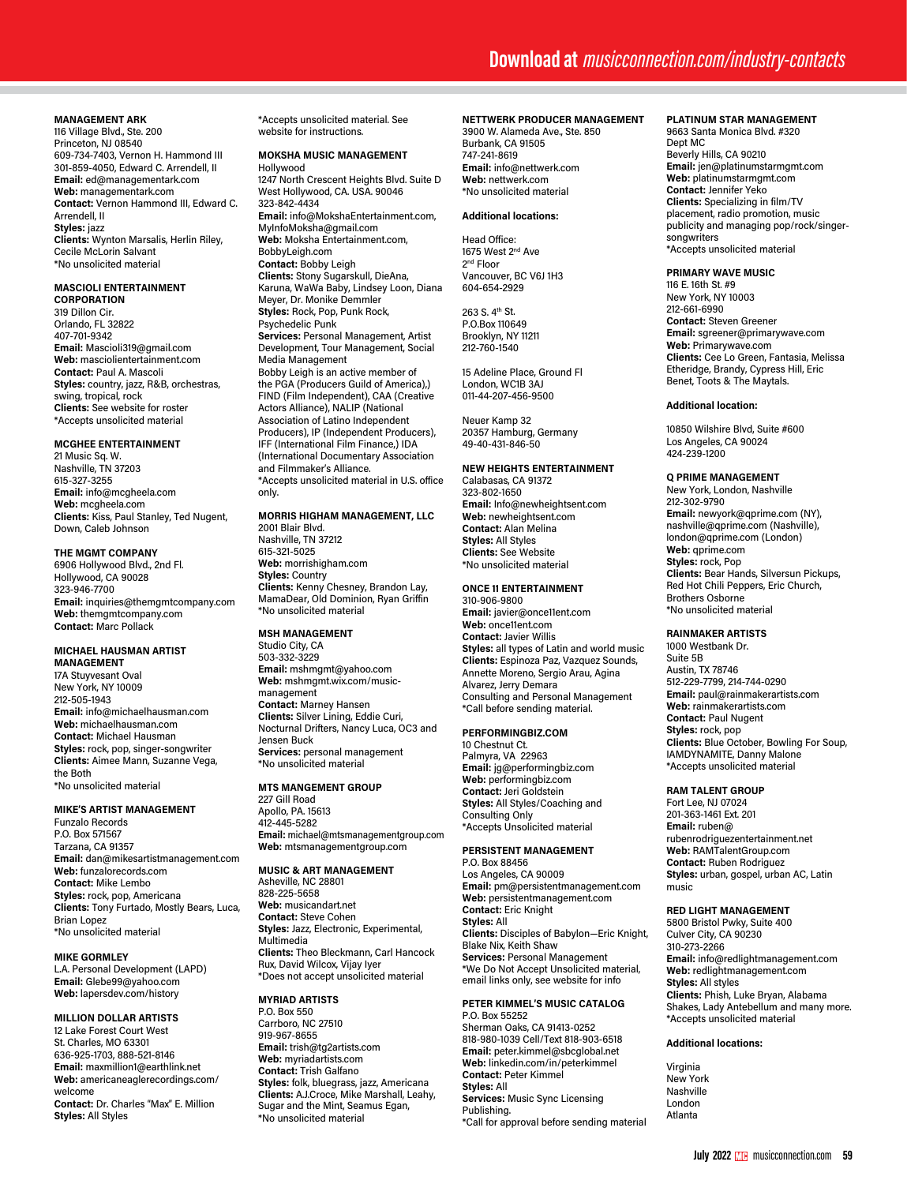### MANAGEMENT ARK
116 Village Blvd., Ste. 200
Princeton, NJ 08540
609-734-7403, Vernon H. Hammond III
301-859-4050, Edward C. Arrendell, II
**Email:** ed@managementark.com
**Web:** managementark.com
**Contact:** Vernon Hammond III, Edward C. Arrendell, II
**Styles:** jazz
**Clients:** Wynton Marsalis, Herlin Riley, Cecile McLorin Salvant
*No unsolicited material

### MASCIOLI ENTERTAINMENT CORPORATION
319 Dillon Cir.
Orlando, FL 32822
407-701-9342
**Email:** Mascioli319@gmail.com
**Web:** masciolientertainment.com
**Contact:** Paul A. Mascoli
**Styles:** country, jazz, R&B, orchestras, swing, tropical, rock
**Clients:** See website for roster
*Accepts unsolicited material

### MCGHEE ENTERTAINMENT
21 Music Sq. W.
Nashville, TN 37203
615-327-3255
**Email:** info@mcgheela.com
**Web:** mcgheela.com
**Clients:** Kiss, Paul Stanley, Ted Nugent, Down, Caleb Johnson

### THE MGMT COMPANY
6906 Hollywood Blvd., 2nd Fl.
Hollywood, CA 90028
323-946-7700
**Email:** inquiries@themgmtcompany.com
**Web:** themgmtcompany.com
**Contact:** Marc Pollack

### MICHAEL HAUSMAN ARTIST MANAGEMENT
17A Stuyvesant Oval
New York, NY 10009
212-505-1943
**Email:** info@michaelhausman.com
**Web:** michaelhausman.com
**Contact:** Michael Hausman
**Styles:** rock, pop, singer-songwriter
**Clients:** Aimee Mann, Suzanne Vega, the Both
*No unsolicited material

### MIKE'S ARTIST MANAGEMENT
Funzalo Records
P.O. Box 571567
Tarzana, CA 91357
**Email:** dan@mikesartistmanagement.com
**Web:** funzalorecords.com
**Contact:** Mike Lembo
**Styles:** rock, pop, Americana
**Clients:** Tony Furtado, Mostly Bears, Luca, Brian Lopez
*No unsolicited material

### MIKE GORMLEY
L.A. Personal Development (LAPD)
**Email:** Glebe99@yahoo.com
**Web:** lapersdev.com/history

### MILLION DOLLAR ARTISTS
12 Lake Forest Court West
St. Charles, MO 63301
636-925-1703, 888-521-8146
**Email:** maxmillion1@earthlink.net
**Web:** americaneaglerecordings.com/welcome
**Contact:** Dr. Charles "Max" E. Million
**Styles:** All Styles
*Accepts unsolicited material. See website for instructions.

### MOKSHA MUSIC MANAGEMENT
Hollywood
1247 North Crescent Heights Blvd. Suite D
West Hollywood, CA. USA. 90046
323-842-4434
**Email:** info@MokshaEntertainment.com, MyInfoMoksha@gmail.com
**Web:** Moksha Entertainment.com, BobbyLeigh.com
**Contact:** Bobby Leigh
**Clients:** Stony Sugarskull, DieAna, Karuna, WaWa Baby, Lindsey Loon, Diana Meyer, Dr. Monike Demmler
**Styles:** Rock, Pop, Punk Rock, Psychedelic Punk
**Services:** Personal Management, Artist Development, Tour Management, Social Media Management
Bobby Leigh is an active member of the PGA (Producers Guild of America),) FIND (Film Independent), CAA (Creative Actors Alliance), NALIP (National Association of Latino Independent Producers), IP (Independent Producers), IFF (International Film Finance,) IDA (International Documentary Association and Filmmaker's Alliance.
*Accepts unsolicited material in U.S. office only.

### MORRIS HIGHAM MANAGEMENT, LLC
2001 Blair Blvd.
Nashville, TN 37212
615-321-5025
**Web:** morrishigham.com
**Styles:** Country
**Clients:** Kenny Chesney, Brandon Lay, MamaDear, Old Dominion, Ryan Griffin
*No unsolicited material

### MSH MANAGEMENT
Studio City, CA
503-332-3229
**Email:** mshmgmt@yahoo.com
**Web:** mshmgmt.wix.com/music-management
**Contact:** Marney Hansen
**Clients:** Silver Lining, Eddie Curi, Nocturnal Drifters, Nancy Luca, OC3 and Jensen Buck
**Services:** personal management
*No unsolicited material

### MTS MANGEMENT GROUP
227 Gill Road
Apollo, PA. 15613
412-445-5282
**Email:** michael@mtsmanagementgroup.com
**Web:** mtsmanagementgroup.com

### MUSIC & ART MANAGEMENT
Asheville, NC 28801
828-225-5658
**Web:** musicandart.net
**Contact:** Steve Cohen
**Styles:** Jazz, Electronic, Experimental, Multimedia
**Clients:** Theo Bleckmann, Carl Hancock Rux, David Wilcox, Vijay Iyer
*Does not accept unsolicited material

### MYRIAD ARTISTS
P.O. Box 550
Carrboro, NC 27510
919-967-8655
**Email:** trish@tg2artists.com
**Web:** myriadartists.com
**Contact:** Trish Galfano
**Styles:** folk, bluegrass, jazz, Americana
**Clients:** A.J.Croce, Mike Marshall, Leahy, Sugar and the Mint, Seamus Egan,
*No unsolicited material

### NETTWERK PRODUCER MANAGEMENT
3900 W. Alameda Ave., Ste. 850
Burbank, CA 91505
747-241-8619
**Email:** info@nettwerk.com
**Web:** nettwerk.com
*No unsolicited material

**Additional locations:**

Head Office:
1675 West 2nd Ave
2nd Floor
Vancouver, BC V6J 1H3
604-654-2929

263 S. 4th St.
P.O.Box 110649
Brooklyn, NY 11211
212-760-1540

15 Adeline Place, Ground Fl
London, WC1B 3AJ
011-44-207-456-9500

Neuer Kamp 32
20357 Hamburg, Germany
49-40-431-846-50

### NEW HEIGHTS ENTERTAINMENT
Calabasas, CA 91372
323-802-1650
**Email:** Info@newheightsent.com
**Web:** newheightsent.com
**Contact:** Alan Melina
**Styles:** All Styles
**Clients:** See Website
*No unsolicited material

### ONCE 11 ENTERTAINMENT
310-906-9800
**Email:** javier@once11ent.com
**Web:** once11ent.com
**Contact:** Javier Willis
**Styles:** all types of Latin and world music
**Clients:** Espinoza Paz, Vazquez Sounds, Annette Moreno, Sergio Arau, Agina Alvarez, Jerry Demara
Consulting and Personal Management
*Call before sending material.

### PERFORMINGBIZ.COM
10 Chestnut Ct.
Palmyra, VA 22963
**Email:** jg@performingbiz.com
**Web:** performingbiz.com
**Contact:** Jeri Goldstein
**Styles:** All Styles/Coaching and Consulting Only
*Accepts Unsolicited material

### PERSISTENT MANAGEMENT
P.O. Box 88456
Los Angeles, CA 90009
**Email:** pm@persistentmanagement.com
**Web:** persistentmanagement.com
**Contact:** Eric Knight
**Styles:** All
**Clients:** Disciples of Babylon—Eric Knight, Blake Nix, Keith Shaw
**Services:** Personal Management
*We Do Not Accept Unsolicited material, email links only, see website for info

### PETER KIMMEL'S MUSIC CATALOG
P.O. Box 55252
Sherman Oaks, CA 91413-0252
818-980-1039 Cell/Text 818-903-6518
**Email:** peter.kimmel@sbcglobal.net
**Web:** linkedin.com/in/peterkimmel
**Contact:** Peter Kimmel
**Styles:** All
**Services:** Music Sync Licensing Publishing.
*Call for approval before sending material

### PLATINUM STAR MANAGEMENT
9663 Santa Monica Blvd. #320
Dept MC
Beverly Hills, CA 90210
**Email:** jen@platinumstarmgmt.com
**Web:** platinumstarmgmt.com
**Contact:** Jennifer Yeko
**Clients:** Specializing in film/TV placement, radio promotion, music publicity and managing pop/rock/singer-songwriters
*Accepts unsolicited material

### PRIMARY WAVE MUSIC
116 E. 16th St. #9
New York, NY 10003
212-661-6990
**Contact:** Steven Greener
**Email:** sgreener@primarywave.com
**Web:** Primarywave.com
**Clients:** Cee Lo Green, Fantasia, Melissa Etheridge, Brandy, Cypress Hill, Eric Benet, Toots & The Maytals.

**Additional location:**

10850 Wilshire Blvd, Suite #600
Los Angeles, CA 90024
424-239-1200

### Q PRIME MANAGEMENT
New York, London, Nashville
212-302-9790
**Email:** newyork@qprime.com (NY), nashville@qprime.com (Nashville), london@qprime.com (London)
**Web:** qprime.com
**Styles:** rock, Pop
**Clients:** Bear Hands, Silversun Pickups, Red Hot Chili Peppers, Eric Church, Brothers Osborne
*No unsolicited material

### RAINMAKER ARTISTS
1000 Westbank Dr.
Suite 5B
Austin, TX 78746
512-229-7799, 214-744-0290
**Email:** paul@rainmakerartists.com
**Web:** rainmakerartists.com
**Contact:** Paul Nugent
**Styles:** rock, pop
**Clients:** Blue October, Bowling For Soup, IAMDYNAMITE, Danny Malone
*Accepts unsolicited material

### RAM TALENT GROUP
Fort Lee, NJ 07024
201-363-1461 Ext. 201
**Email:** ruben@rubenrodriguezentertainment.net
**Web:** RAMTalentGroup.com
**Contact:** Ruben Rodriguez
**Styles:** urban, gospel, urban AC, Latin music

### RED LIGHT MANAGEMENT
5800 Bristol Pkwy, Suite 400
Culver City, CA 90230
310-273-2266
**Email:** info@redlightmanagement.com
**Web:** redlightmanagement.com
**Styles:** All styles
**Clients:** Phish, Luke Bryan, Alabama Shakes, Lady Antebellum and many more.
*Accepts unsolicited material

**Additional locations:**

Virginia
New York
Nashville
London
Atlanta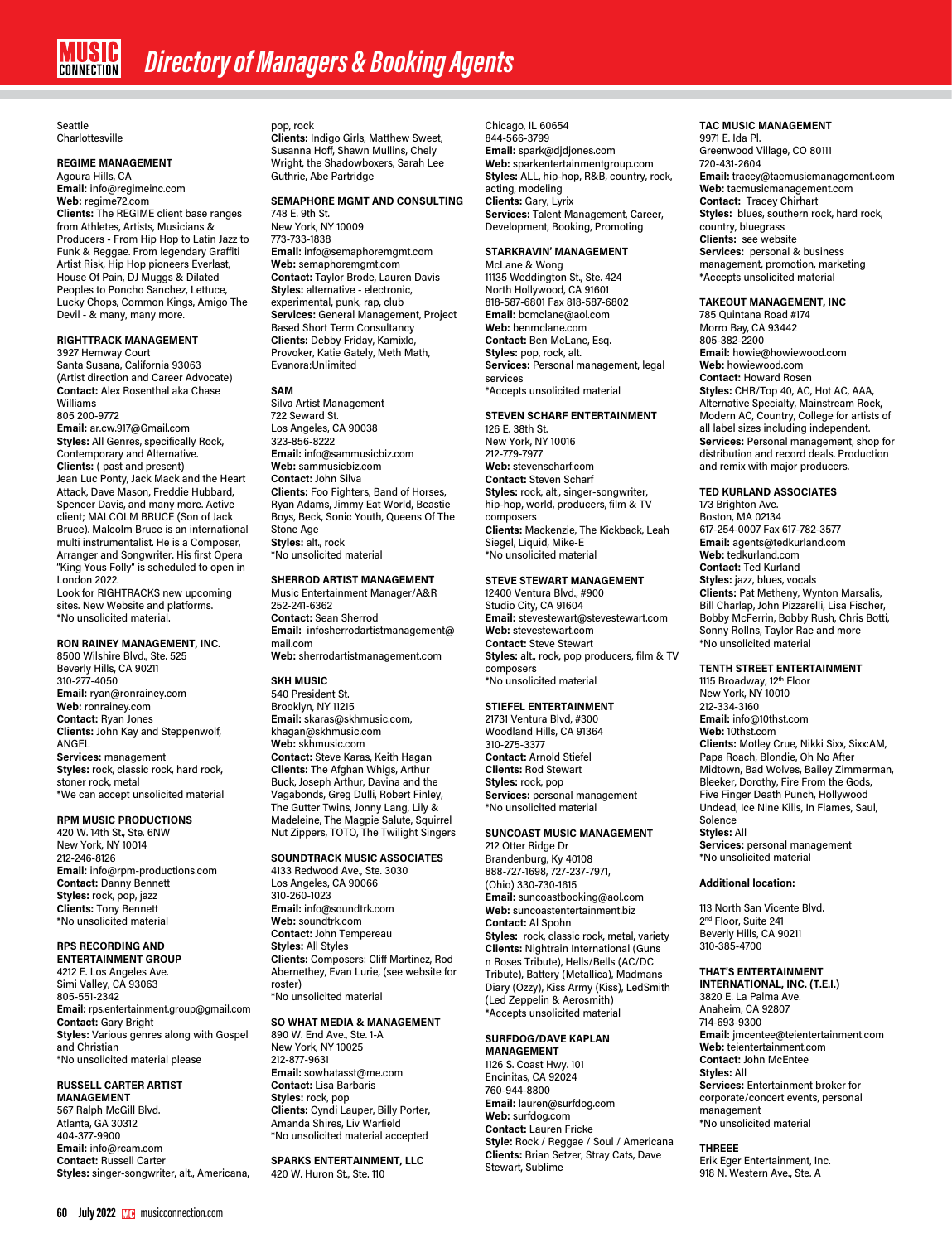Seattle
Charlottesville

### REGIME MANAGEMENT

Agoura Hills, CA
**Email:** info@regimeinc.com
**Web:** regime72.com
**Clients:** The REGIME client base ranges from Athletes, Artists, Musicians & Producers - From Hip Hop to Latin Jazz to Funk & Reggae. From legendary Graffiti Artist Risk, Hip Hop pioneers Everlast, House Of Pain, DJ Muggs & Dilated Peoples to Poncho Sanchez, Lettuce, Lucky Chops, Common Kings, Amigo The Devil - & many, many more.

### RIGHTTRACK MANAGEMENT

3927 Hemway Court
Santa Susana, California 93063
(Artist direction and Career Advocate)
**Contact:** Alex Rosenthal aka Chase Williams
805 200-9772
**Email:** ar.cw.917@Gmail.com
**Styles:** All Genres, specifically Rock, Contemporary and Alternative.
**Clients:** ( past and present)
Jean Luc Ponty, Jack Mack and the Heart Attack, Dave Mason, Freddie Hubbard, Spencer Davis, and many more. Active client; MALCOLM BRUCE (Son of Jack Bruce). Malcolm Bruce is an international multi instrumentalist. He is a Composer, Arranger and Songwriter. His first Opera "King Yous Folly" is scheduled to open in London 2022.
Look for RIGHTRACKS new upcoming sites. New Website and platforms.
*No unsolicited material.

### RON RAINEY MANAGEMENT, INC.

8500 Wilshire Blvd., Ste. 525
Beverly Hills, CA 90211
310-277-4050
**Email:** ryan@ronrainey.com
**Web:** ronrainey.com
**Contact:** Ryan Jones
**Clients:** John Kay and Steppenwolf, ANGEL
**Services:** management
**Styles:** rock, classic rock, hard rock, stoner rock, metal
*We can accept unsolicited material

### RPM MUSIC PRODUCTIONS

420 W. 14th St., Ste. 6NW
New York, NY 10014
212-246-8126
**Email:** info@rpm-productions.com
**Contact:** Danny Bennett
**Styles:** rock, pop, jazz
**Clients:** Tony Bennett
*No unsolicited material

### RPS RECORDING AND ENTERTAINMENT GROUP

4212 E. Los Angeles Ave.
Simi Valley, CA 93063
805-551-2342
**Email:** rps.entertainment.group@gmail.com
**Contact:** Gary Bright
**Styles:** Various genres along with Gospel and Christian
*No unsolicited material please

### RUSSELL CARTER ARTIST MANAGEMENT

567 Ralph McGill Blvd.
Atlanta, GA 30312
404-377-9900
**Email:** info@rcam.com
**Contact:** Russell Carter
**Styles:** singer-songwriter, alt., Americana, pop, rock
**Clients:** Indigo Girls, Matthew Sweet, Susanna Hoff, Shawn Mullins, Chely Wright, the Shadowboxers, Sarah Lee Guthrie, Abe Partridge

### SEMAPHORE MGMT AND CONSULTING

748 E. 9th St.
New York, NY 10009
773-733-1838
**Email:** info@semaphoremgmt.com
**Web:** semaphoremgmt.com
**Contact:** Taylor Brode, Lauren Davis
**Styles:** alternative - electronic, experimental, punk, rap, club
**Services:** General Management, Project Based Short Term Consultancy
**Clients:** Debby Friday, Kamixlo, Provoker, Katie Gately, Meth Math, Evanora:Unlimited

### SAM

Silva Artist Management
722 Seward St.
Los Angeles, CA 90038
323-856-8222
**Email:** info@sammusicbiz.com
**Web:** sammusicbiz.com
**Contact:** John Silva
**Clients:** Foo Fighters, Band of Horses, Ryan Adams, Jimmy Eat World, Beastie Boys, Beck, Sonic Youth, Queens Of The Stone Age
**Styles:** alt., rock
*No unsolicited material

### SHERROD ARTIST MANAGEMENT

Music Entertainment Manager/A&R
252-241-6362
**Contact:** Sean Sherrod
**Email:** infosherrodartistmanagement@mail.com
**Web:** sherrodartistmanagement.com

### SKH MUSIC

540 President St.
Brooklyn, NY 11215
**Email:** skaras@skhmusic.com, khagan@skhmusic.com
**Web:** skhmusic.com
**Contact:** Steve Karas, Keith Hagan
**Clients:** The Afghan Whigs, Arthur Buck, Joseph Arthur, Davina and the Vagabonds, Greg Dulli, Robert Finley, The Gutter Twins, Jonny Lang, Lily & Madeleine, The Magpie Salute, Squirrel Nut Zippers, TOTO, The Twilight Singers

### SOUNDTRACK MUSIC ASSOCIATES

4133 Redwood Ave., Ste. 3030
Los Angeles, CA 90066
310-260-1023
**Email:** info@soundtrk.com
**Web:** soundtrk.com
**Contact:** John Tempereau
**Styles:** All Styles
**Clients:** Composers: Cliff Martinez, Rod Abernethey, Evan Lurie, (see website for roster)
*No unsolicited material

### SO WHAT MEDIA & MANAGEMENT

890 W. End Ave., Ste. 1-A
New York, NY 10025
212-877-9631
**Email:** sowhatasst@me.com
**Contact:** Lisa Barbaris
**Styles:** rock, pop
**Clients:** Cyndi Lauper, Billy Porter, Amanda Shires, Liv Warfield
*No unsolicited material accepted

### SPARKS ENTERTAINMENT, LLC

420 W. Huron St., Ste. 110
Chicago, IL 60654
844-566-3799
**Email:** spark@djdjones.com
**Web:** sparkentertainmentgroup.com
**Styles:** ALL, hip-hop, R&B, country, rock, acting, modeling
**Clients:** Gary, Lyrix
**Services:** Talent Management, Career, Development, Booking, Promoting

### STARKRAVIN' MANAGEMENT

McLane & Wong
11135 Weddington St., Ste. 424
North Hollywood, CA 91601
818-587-6801 Fax 818-587-6802
**Email:** bcmclane@aol.com
**Web:** benmclane.com
**Contact:** Ben McLane, Esq.
**Styles:** pop, rock, alt.
**Services:** Personal management, legal services
*Accepts unsolicited material

### STEVEN SCHARF ENTERTAINMENT

126 E. 38th St.
New York, NY 10016
212-779-7977
**Web:** stevenscharf.com
**Contact:** Steven Scharf
**Styles:** rock, alt., singer-songwriter, hip-hop, world, producers, film & TV composers
**Clients:** Mackenzie, The Kickback, Leah Siegel, Liquid, Mike-E
*No unsolicited material

### STEVE STEWART MANAGEMENT

12400 Ventura Blvd., #900
Studio City, CA 91604
**Email:** stevestewart@stevestewart.com
**Web:** stevestewart.com
**Contact:** Steve Stewart
**Styles:** alt., rock, pop producers, film & TV composers
*No unsolicited material

### STIEFEL ENTERTAINMENT

21731 Ventura Blvd, #300
Woodland Hills, CA 91364
310-275-3377
**Contact:** Arnold Stiefel
**Clients:** Rod Stewart
**Styles:** rock, pop
**Services:** personal management
*No unsolicited material

### SUNCOAST MUSIC MANAGEMENT

212 Otter Ridge Dr
Brandenburg, Ky 40108
888-727-1698, 727-237-7971, (Ohio) 330-730-1615
**Email:** suncoastbooking@aol.com
**Web:** suncoastentertainment.biz
**Contact:** Al Spohn
**Styles:** rock, tribute, metal, variety
**Clients:** Nightrain International (Guns n Roses Tribute), Hells/Bells (AC/DC Tribute), Battery (Metallica), Madmans Diary (Ozzy), Kiss Army (Kiss), LedSmith (Led Zeppelin & Aerosmith)
*Accepts unsolicited material

### SURFDOG/DAVE KAPLAN MANAGEMENT

1126 S. Coast Hwy. 101
Encinitas, CA 92024
760-944-8800
**Email:** lauren@surfdog.com
**Web:** surfdog.com
**Contact:** Lauren Fricke
**Style:** Rock / Reggae / Soul / Americana
**Clients:** Brian Setzer, Stray Cats, Dave Stewart, Sublime

### TAC MUSIC MANAGEMENT

9971 E. Ida Pl.
Greenwood Village, CO 80111
720-431-2604
**Email:** tracey@tacmusicmanagement.com
**Web:** tacmusicmanagement.com
**Contact:** Tracey Chirhart
**Styles:** blues, southern rock, hard rock, country, bluegrass
**Clients:** see website
**Services:** personal & business management, promotion, marketing
*Accepts unsolicited material

### TAKEOUT MANAGEMENT, INC

785 Quintana Road #174
Morro Bay, CA 93442
805-382-2200
**Email:** howie@howiewood.com
**Web:** howiewood.com
**Contact:** Howard Rosen
**Styles:** CHR/Top 40, AC, Hot AC, AAA, Alternative Specialty, Mainstream Rock, Modern AC, Country, College for artists of all label sizes including independent.
**Services:** Personal management, shop for distribution and record deals. Production and remix with major producers.

### TED KURLAND ASSOCIATES

173 Brighton Ave.
Boston, MA 02134
617-254-0007 Fax 617-782-3577
**Email:** agents@tedkurland.com
**Web:** tedkurland.com
**Contact:** Ted Kurland
**Styles:** jazz, blues, vocals
**Clients:** Pat Metheny, Wynton Marsalis, Bill Charlap, John Pizzarelli, Lisa Fischer, Bobby McFerrin, Bobby Rush, Chris Botti, Sonny Rollns, Taylor Rae and more
*No unsolicited material

### TENTH STREET ENTERTAINMENT

1115 Broadway, 12th Floor
New York, NY 10010
212-334-3160
**Email:** info@10thst.com
**Web:** 10thst.com
**Clients:** Motley Crue, Nikki Sixx, Sixx:AM, Papa Roach, Blondie, Oh No After Midtown, Bad Wolves, Bailey Zimmerman, Bleeker, Dorothy, Fire From the Gods, Five Finger Death Punch, Hollywood Undead, Ice Nine Kills, In Flames, Saul, Solence
**Styles:** All
**Services:** personal management
*No unsolicited material

**Additional location:**

113 North San Vicente Blvd.
2nd Floor, Suite 241
Beverly Hills, CA 90211
310-385-4700

### THAT'S ENTERTAINMENT INTERNATIONAL, INC. (T.E.I.)

3820 E. La Palma Ave.
Anaheim, CA 92807
714-693-9300
**Email:** jmcentee@teientertainment.com
**Web:** teientertainment.com
**Contact:** John McEntee
**Styles:** All
**Services:** Entertainment broker for corporate/concert events, personal management
*No unsolicited material

### THREEE

Erik Eger Entertainment, Inc.
918 N. Western Ave., Ste. A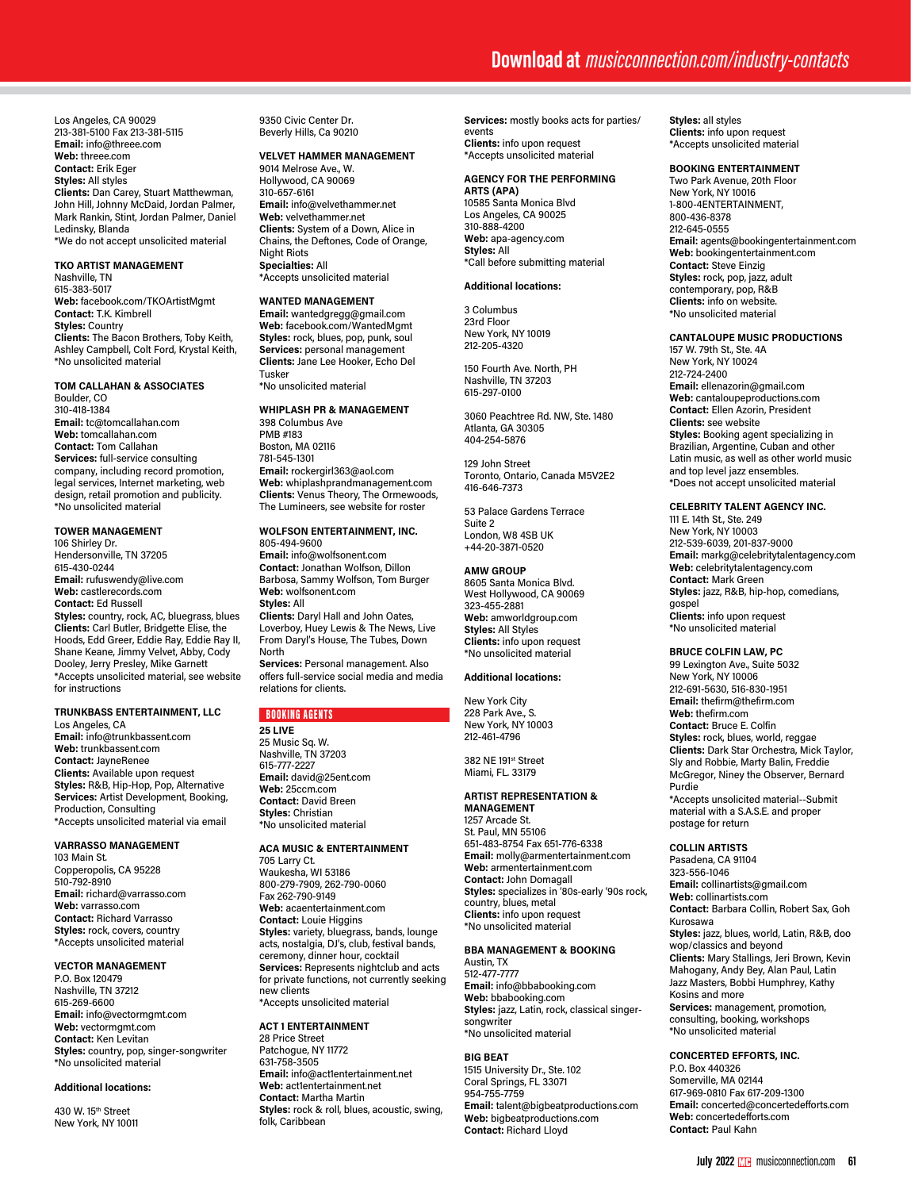Los Angeles, CA 90029
213-381-5100 Fax 213-381-5115
**Email:** info@threee.com
**Web:** threee.com
**Contact:** Erik Eger
**Styles:** All styles
**Clients:** Dan Carey, Stuart Matthewman, John Hill, Johnny McDaid, Jordan Palmer, Mark Rankin, Stint, Jordan Palmer, Daniel Ledinsky, Blanda
*We do not accept unsolicited material

**TKO ARTIST MANAGEMENT**
Nashville, TN
615-383-5017
**Web:** facebook.com/TKOArtistMgmt
**Contact:** T.K. Kimbrell
**Styles:** Country
**Clients:** The Bacon Brothers, Toby Keith, Ashley Campbell, Colt Ford, Krystal Keith,
*No unsolicited material

**TOM CALLAHAN & ASSOCIATES**
Boulder, CO
310-418-1384
**Email:** tc@tomcallahan.com
**Web:** tomcallahan.com
**Contact:** Tom Callahan
**Services:** full-service consulting company, including record promotion, legal services, Internet marketing, web design, retail promotion and publicity.
*No unsolicited material

**TOWER MANAGEMENT**
106 Shirley Dr.
Hendersonville, TN 37205
615-430-0244
**Email:** rufuswendy@live.com
**Web:** castlerecords.com
**Contact:** Ed Russell
**Styles:** country, rock, AC, bluegrass, blues
**Clients:** Carl Butler, Bridgette Elise, the Hoods, Edd Greer, Eddie Ray, Eddie Ray II, Shane Keane, Jimmy Velvet, Abby, Cody Dooley, Jerry Presley, Mike Garnett
*Accepts unsolicited material, see website for instructions

**TRUNKBASS ENTERTAINMENT, LLC**
Los Angeles, CA
**Email:** info@trunkbassent.com
**Web:** trunkbassent.com
**Contact:** JayneRenee
**Clients:** Available upon request
**Styles:** R&B, Hip-Hop, Pop, Alternative
**Services:** Artist Development, Booking, Production, Consulting
*Accepts unsolicited material via email

**VARRASSO MANAGEMENT**
103 Main St.
Copperopolis, CA 95228
510-792-8910
**Email:** richard@varrasso.com
**Web:** varrasso.com
**Contact:** Richard Varrasso
**Styles:** rock, covers, country
*Accepts unsolicited material

**VECTOR MANAGEMENT**
P.O. Box 120479
Nashville, TN 37212
615-269-6600
**Email:** info@vectormgmt.com
**Web:** vectormgmt.com
**Contact:** Ken Levitan
**Styles:** country, pop, singer-songwriter
*No unsolicited material

**Additional locations:**

430 W. 15th Street
New York, NY 10011

9350 Civic Center Dr.
Beverly Hills, Ca 90210

**VELVET HAMMER MANAGEMENT**
9014 Melrose Ave., W.
Hollywood, CA 90069
310-657-6161
**Email:** info@velvethammer.net
**Web:** velvethammer.net
**Clients:** System of a Down, Alice in Chains, the Deftones, Code of Orange, Night Riots
**Specialties:** All
*Accepts unsolicited material

**WANTED MANAGEMENT**
**Email:** wantedgregg@gmail.com
**Web:** facebook.com/WantedMgmt
**Styles:** rock, blues, pop, punk, soul
**Services:** personal management
**Clients:** Jane Lee Hooker, Echo Del Tusker
*No unsolicited material

**WHIPLASH PR & MANAGEMENT**
398 Columbus Ave
PMB #183
Boston, MA 02116
781-545-1301
**Email:** rockergirl363@aol.com
**Web:** whiplashprandmanagement.com
**Clients:** Venus Theory, The Ormewoods, The Lumineers, see website for roster

**WOLFSON ENTERTAINMENT, INC.**
805-494-9600
**Email:** info@wolfsonent.com
**Contact:** Jonathan Wolfson, Dillon Barbosa, Sammy Wolfson, Tom Burger
**Web:** wolfsonent.com
**Styles:** All
**Clients:** Daryl Hall and John Oates, Loverboy, Huey Lewis & The News, Live From Daryl's House, The Tubes, Down North
**Services:** Personal management. Also offers full-service social media and media relations for clients.

## BOOKING AGENTS

**25 LIVE**
25 Music Sq. W.
Nashville, TN 37203
615-777-2227
**Email:** david@25ent.com
**Web:** 25ccm.com
**Contact:** David Breen
**Styles:** Christian
*No unsolicited material

**ACA MUSIC & ENTERTAINMENT**
705 Larry Ct.
Waukesha, WI 53186
800-279-7909, 262-790-0060
Fax 262-790-9149
**Web:** acaentertainment.com
**Contact:** Louie Higgins
**Styles:** variety, bluegrass, bands, lounge acts, nostalgia, DJ's, club, festival bands, ceremony, dinner hour, cocktail
**Services:** Represents nightclub and acts for private functions, not currently seeking new clients
*Accepts unsolicited material

**ACT 1 ENTERTAINMENT**
28 Price Street
Patchogue, NY 11772
631-758-3505
**Email:** info@act1entertainment.net
**Web:** act1entertainment.net
**Contact:** Martha Martin
**Styles:** rock & roll, blues, acoustic, swing, folk, Caribbean
**Services:** mostly books acts for parties/events
**Clients:** info upon request
*Accepts unsolicited material

**AGENCY FOR THE PERFORMING ARTS (APA)**
10585 Santa Monica Blvd
Los Angeles, CA 90025
310-888-4200
**Web:** apa-agency.com
**Styles:** All
*Call before submitting material

**Additional locations:**

3 Columbus
23rd Floor
New York, NY 10019
212-205-4320

150 Fourth Ave. North, PH
Nashville, TN 37203
615-297-0100

3060 Peachtree Rd. NW, Ste. 1480
Atlanta, GA 30305
404-254-5876

129 John Street
Toronto, Ontario, Canada M5V2E2
416-646-7373

53 Palace Gardens Terrace
Suite 2
London, W8 4SB UK
+44-20-3871-0520

**AMW GROUP**
8605 Santa Monica Blvd.
West Hollywood, CA 90069
323-455-2881
**Web:** amworldgroup.com
**Styles:** All Styles
**Clients:** info upon request
*No unsolicited material

**Additional locations:**

New York City
228 Park Ave., S.
New York, NY 10003
212-461-4796

382 NE 191st Street
Miami, FL. 33179

**ARTIST REPRESENTATION & MANAGEMENT**
1257 Arcade St.
St. Paul, MN 55106
651-483-8754 Fax 651-776-6338
**Email:** molly@armentertainment.com
**Web:** armentertainment.com
**Contact:** John Domagall
**Styles:** specializes in '80s-early '90s rock, country, blues, metal
**Clients:** info upon request
*No unsolicited material

**BBA MANAGEMENT & BOOKING**
Austin, TX
512-477-7777
**Email:** info@bbabooking.com
**Web:** bbabooking.com
**Styles:** jazz, Latin, rock, classical singer-songwriter
*No unsolicited material

**BIG BEAT**
1515 University Dr., Ste. 102
Coral Springs, FL 33071
954-755-7759
**Email:** talent@bigbeatproductions.com
**Web:** bigbeatproductions.com
**Contact:** Richard Lloyd
**Styles:** all styles
**Clients:** info upon request
*Accepts unsolicited material

**BOOKING ENTERTAINMENT**
Two Park Avenue, 20th Floor
New York, NY 10016
1-800-4ENTERTAINMENT,
800-436-8378
212-645-0555
**Email:** agents@bookingentertainment.com
**Web:** bookingentertainment.com
**Contact:** Steve Einzig
**Styles:** rock, pop, jazz, adult contemporary, pop, R&B
**Clients:** info on website.
*No unsolicited material

**CANTALOUPE MUSIC PRODUCTIONS**
157 W. 79th St., Ste. 4A
New York, NY 10024
212-724-2400
**Email:** ellenazorin@gmail.com
**Web:** cantaloupeproductions.com
**Contact:** Ellen Azorin, President
**Clients:** see website
**Styles:** Booking agent specializing in Brazilian, Argentine, Cuban and other Latin music, as well as other world music and top level jazz ensembles.
*Does not accept unsolicited material

**CELEBRITY TALENT AGENCY INC.**
111 E. 14th St., Ste. 249
New York, NY 10003
212-539-6039, 201-837-9000
**Email:** markg@celebritytalentagency.com
**Web:** celebritytalentagency.com
**Contact:** Mark Green
**Styles:** jazz, R&B, hip-hop, comedians, gospel
**Clients:** info upon request
*No unsolicited material

**BRUCE COLFIN LAW, PC**
99 Lexington Ave., Suite 5032
New York, NY 10006
212-691-5630, 516-830-1951
**Email:** thefirm@thefirm.com
**Web:** thefirm.com
**Contact:** Bruce E. Colfin
**Styles:** rock, blues, world, reggae
**Clients:** Dark Star Orchestra, Mick Taylor, Sly and Robbie, Marty Balin, Freddie McGregor, Niney the Observer, Bernard Purdie
*Accepts unsolicited material--Submit material with a S.A.S.E. and proper postage for return

**COLLIN ARTISTS**
Pasadena, CA 91104
323-556-1046
**Email:** collinartists@gmail.com
**Web:** collinartists.com
**Contact:** Barbara Collin, Robert Sax, Goh Kurosawa
**Styles:** jazz, blues, world, Latin, R&B, doo wop/classics and beyond
**Clients:** Mary Stallings, Jeri Brown, Kevin Mahogany, Andy Bey, Alan Paul, Latin Jazz Masters, Bobbi Humphrey, Kathy Kosins and more
**Services:** management, promotion, consulting, booking, workshops
*No unsolicited material

**CONCERTED EFFORTS, INC.**
P.O. Box 440326
Somerville, MA 02144
617-969-0810 Fax 617-209-1300
**Email:** concerted@concertedefforts.com
**Web:** concertedefforts.com
**Contact:** Paul Kahn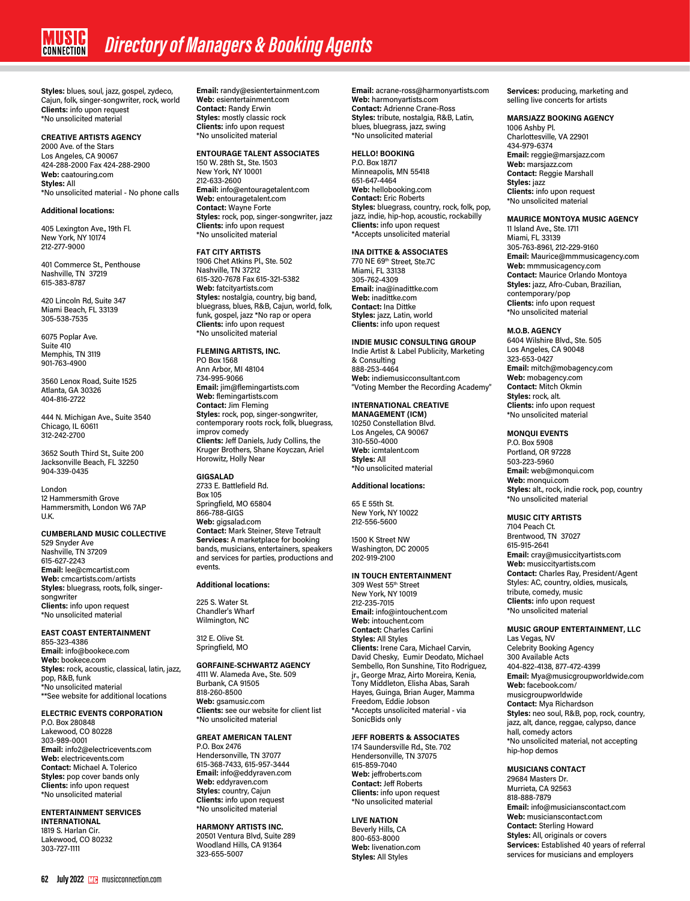# Directory of Managers & Booking Agents

**Styles:** blues, soul, jazz, gospel, zydeco, Cajun, folk, singer-songwriter, rock, world
**Clients:** info upon request
*No unsolicited material

**CREATIVE ARTISTS AGENCY**
2000 Ave. of the Stars
Los Angeles, CA 90067
424-288-2000 Fax 424-288-2900
**Web:** caatouring.com
**Styles:** All
*No unsolicited material - No phone calls

**Additional locations:**

405 Lexington Ave., 19th Fl.
New York, NY 10174
212-277-9000

401 Commerce St., Penthouse
Nashville, TN 37219
615-383-8787

420 Lincoln Rd, Suite 347
Miami Beach, FL 33139
305-538-7535

6075 Poplar Ave.
Suite 410
Memphis, TN 3119
901-763-4900

3560 Lenox Road, Suite 1525
Atlanta, GA 30326
404-816-2722

444 N. Michigan Ave., Suite 3540
Chicago, IL 60611
312-242-2700

3652 South Third St., Suite 200
Jacksonville Beach, FL 32250
904-339-0435

London
12 Hammersmith Grove
Hammersmith, London W6 7AP
U.K.

**CUMBERLAND MUSIC COLLECTIVE**
529 Snyder Ave
Nashville, TN 37209
615-627-2243
**Email:** lee@cmcartist.com
**Web:** cmcartists.com/artists
**Styles:** bluegrass, roots, folk, singer-songwriter
**Clients:** info upon request
*No unsolicited material

**EAST COAST ENTERTAINMENT**
855-323-4386
**Email:** info@bookece.com
**Web:** bookece.com
**Styles:** rock, acoustic, classical, latin, jazz, pop, R&B, funk
*No unsolicited material
**See website for additional locations

**ELECTRIC EVENTS CORPORATION**
P.O. Box 280848
Lakewood, CO 80228
303-989-0001
**Email:** info2@electricevents.com
**Web:** electricevents.com
**Contact:** Michael A. Tolerico
**Styles:** pop cover bands only
**Clients:** info upon request
*No unsolicited material

**ENTERTAINMENT SERVICES INTERNATIONAL**
1819 S. Harlan Cir.
Lakewood, CO 80232
303-727-1111
**Email:** randy@esientertainment.com
**Web:** esientertainment.com
**Contact:** Randy Erwin
**Styles:** mostly classic rock
**Clients:** info upon request
*No unsolicited material

**ENTOURAGE TALENT ASSOCIATES**
150 W. 28th St., Ste. 1503
New York, NY 10001
212-633-2600
**Email:** info@entouragetalent.com
**Web:** entouragetalent.com
**Contact:** Wayne Forte
**Styles:** rock, pop, singer-songwriter, jazz
**Clients:** info upon request
*No unsolicited material

**FAT CITY ARTISTS**
1906 Chet Atkins Pl., Ste. 502
Nashville, TN 37212
615-320-7678 Fax 615-321-5382
**Web:** fatcityartists.com
**Styles:** nostalgia, country, big band, bluegrass, blues, R&B, Cajun, world, folk, funk, gospel, jazz *No rap or opera
**Clients:** info upon request
*No unsolicited material

**FLEMING ARTISTS, INC.**
PO Box 1568
Ann Arbor, MI 48104
734-995-9066
**Email:** jim@flemingartists.com
**Web:** flemingartists.com
**Contact:** Jim Fleming
**Styles:** rock, pop, singer-songwriter, contemporary roots rock, folk, bluegrass, improv comedy
**Clients:** Jeff Daniels, Judy Collins, the Kruger Brothers, Shane Koyczan, Ariel Horowitz, Holly Near

**GIGSALAD**
2733 E. Battlefield Rd.
Box 105
Springfield, MO 65804
866-788-GIGS
**Web:** gigsalad.com
**Contact:** Mark Steiner, Steve Tetrault
**Services:** A marketplace for booking bands, musicians, entertainers, speakers and services for parties, productions and events.

**Additional locations:**

225 S. Water St.
Chandler's Wharf
Wilmington, NC

312 E. Olive St.
Springfield, MO

**GORFAINE-SCHWARTZ AGENCY**
4111 W. Alameda Ave., Ste. 509
Burbank, CA 91505
818-260-8500
**Web:** gsamusic.com
**Clients:** see our website for client list
*No unsolicited material

**GREAT AMERICAN TALENT**
P.O. Box 2476
Hendersonville, TN 37077
615-368-7433, 615-957-3444
**Email:** info@eddyraven.com
**Web:** eddyraven.com
**Styles:** country, Cajun
**Clients:** info upon request
*No unsolicited material

**HARMONY ARTISTS INC.**
20501 Ventura Blvd, Suite 289
Woodland Hills, CA 91364
323-655-5007
**Email:** acrane-ross@harmonyartists.com
**Web:** harmonyartists.com
**Contact:** Adrienne Crane-Ross
**Styles:** tribute, nostalgia, R&B, Latin, blues, bluegrass, jazz, swing
*No unsolicited material

**HELLO! BOOKING**
P.O. Box 18717
Minneapolis, MN 55418
651-647-4464
**Web:** hellobooking.com
**Contact:** Eric Roberts
**Styles:** bluegrass, country, rock, folk, pop, jazz, indie, hip-hop, acoustic, rockabilly
**Clients:** info upon request
*Accepts unsolicited material

**INA DITTKE & ASSOCIATES**
770 NE 69th Street, Ste.7C
Miami, FL 33138
305-762-4309
**Email:** ina@inadittke.com
**Web:** inadittke.com
**Contact:** Ina Dittke
**Styles:** jazz, Latin, world
**Clients:** info upon request

**INDIE MUSIC CONSULTING GROUP**
Indie Artist & Label Publicity, Marketing & Consulting
888-253-4464
**Web:** indiemusicconsultant.com
"Voting Member the Recording Academy"

**INTERNATIONAL CREATIVE MANAGEMENT (ICM)**
10250 Constellation Blvd.
Los Angeles, CA 90067
310-550-4000
**Web:** icmtalent.com
**Styles:** All
*No unsolicited material

**Additional locations:**

65 E 55th St.
New York, NY 10022
212-556-5600

1500 K Street NW
Washington, DC 20005
202-919-2100

**IN TOUCH ENTERTAINMENT**
309 West 55th Street
New York, NY 10019
212-235-7015
**Email:** info@intouchent.com
**Web:** intouchent.com
**Contact:** Charles Carlini
**Styles:** All Styles
**Clients:** Irene Cara, Michael Carvin, David Chesky, Eumir Deodato, Michael Sembello, Ron Sunshine, Tito Rodriguez, jr., George Mraz, Airto Moreira, Kenia, Tony Middleton, Elisha Abas, Sarah Hayes, Guinga, Brian Auger, Mamma Freedom, Eddie Jobson
*Accepts unsolicited material - via SonicBids only

**JEFF ROBERTS & ASSOCIATES**
174 Saundersville Rd., Ste. 702
Hendersonville, TN 37075
615-859-7040
**Web:** jeffroberts.com
**Contact:** Jeff Roberts
**Clients:** info upon request
*No unsolicited material

**LIVE NATION**
Beverly Hills, CA
800-653-8000
**Web:** livenation.com
**Styles:** All Styles
**Services:** producing, marketing and selling live concerts for artists

**MARSJAZZ BOOKING AGENCY**
1006 Ashby Pl.
Charlottesville, VA 22901
434-979-6374
**Email:** reggie@marsjazz.com
**Web:** marsjazz.com
**Contact:** Reggie Marshall
**Styles:** jazz
**Clients:** info upon request
*No unsolicited material

**MAURICE MONTOYA MUSIC AGENCY**
11 Island Ave., Ste. 1711
Miami, FL 33139
305-763-8961, 212-229-9160
**Email:** Maurice@mmmusicagency.com
**Web:** mmmusicagency.com
**Contact:** Maurice Orlando Montoya
**Styles:** jazz, Afro-Cuban, Brazilian, contemporary/pop
**Clients:** info upon request
*No unsolicited material

**M.O.B. AGENCY**
6404 Wilshire Blvd., Ste. 505
Los Angeles, CA 90048
323-653-0427
**Email:** mitch@mobagency.com
**Web:** mobagency.com
**Contact:** Mitch Okmin
**Styles:** rock, alt.
**Clients:** info upon request
*No unsolicited material

**MONQUI EVENTS**
P.O. Box 5908
Portland, OR 97228
503-223-5960
**Email:** web@monqui.com
**Web:** monqui.com
**Styles:** alt., rock, indie rock, pop, country
*No unsolicited material

**MUSIC CITY ARTISTS**
7104 Peach Ct.
Brentwood, TN 37027
615-915-2641
**Email:** cray@musiccityartists.com
**Web:** musiccityartists.com
**Contact:** Charles Ray, President/Agent
Styles: AC, country, oldies, musicals, tribute, comedy, music
**Clients:** info upon request
*No unsolicited material

**MUSIC GROUP ENTERTAINMENT, LLC**
Las Vegas, NV
Celebrity Booking Agency
300 Available Acts
404-822-4138, 877-472-4399
**Email:** Mya@musicgroupworldwide.com
**Web:** facebook.com/musicgroupworldwide
**Contact:** Mya Richardson
**Styles:** neo soul, R&B, pop, rock, country, jazz, alt, dance, reggae, calypso, dance hall, comedy actors
*No unsolicited material, not accepting hip-hop demos

**MUSICIANS CONTACT**
29684 Masters Dr.
Murrieta, CA 92563
818-888-7879
**Email:** info@musicianscontact.com
**Web:** musicianscontact.com
**Contact:** Sterling Howard
**Styles:** All, originals or covers
**Services:** Established 40 years of referral services for musicians and employers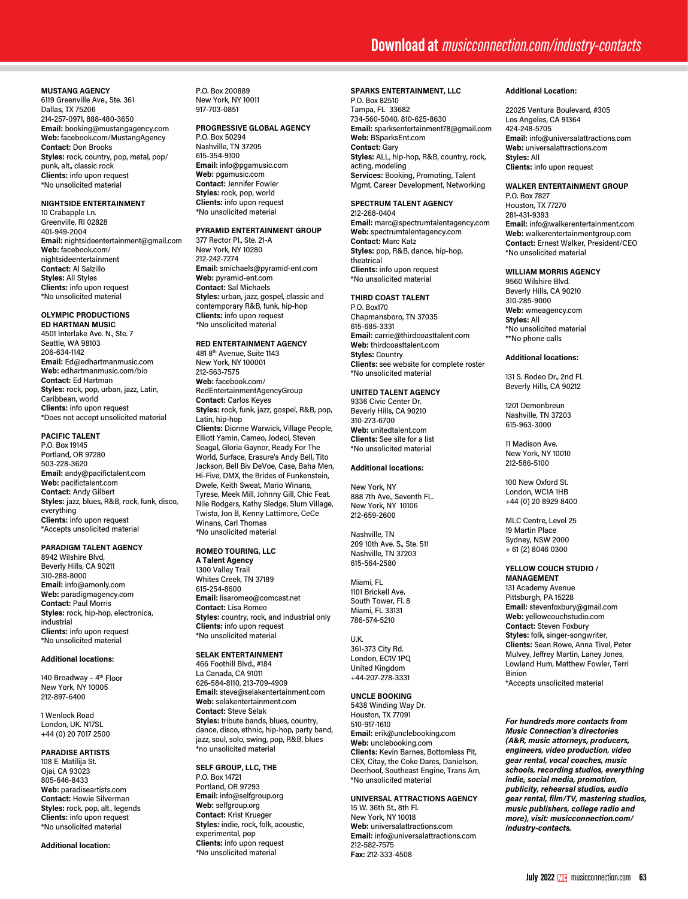Download at *musicconnection.com/industry-contacts*

**MUSTANG AGENCY**
6119 Greenville Ave., Ste. 361
Dallas, TX 75206
214-257-0971, 888-480-3650
**Email:** booking@mustangagency.com
**Web:** facebook.com/MustangAgency
**Contact:** Don Brooks
**Styles:** rock, country, pop, metal, pop/punk, alt., classic rock
**Clients:** info upon request
*No unsolicited material

**NIGHTSIDE ENTERTAINMENT**
10 Crabapple Ln.
Greenville, RI 02828
401-949-2004
**Email:** nightsideentertainment@gmail.com
**Web:** facebook.com/nightsideentertainment
**Contact:** Al Salzillo
**Styles:** All Styles
**Clients:** info upon request
*No unsolicited material

**OLYMPIC PRODUCTIONS**
**ED HARTMAN MUSIC**
4501 Interlake Ave. N., Ste. 7
Seattle, WA 98103
206-634-1142
**Email:** Ed@edhartmanmusic.com
**Web:** edhartmanmusic.com/bio
**Contact:** Ed Hartman
**Styles:** rock, pop, urban, jazz, Latin, Caribbean, world
**Clients:** info upon request
*Does not accept unsolicited material

**PACIFIC TALENT**
P.O. Box 19145
Portland, OR 97280
503-228-3620
**Email:** andy@pacifictalent.com
**Web:** pacifictalent.com
**Contact:** Andy Gilbert
**Styles:** jazz, blues, R&B, rock, funk, disco, everything
**Clients:** info upon request
*Accepts unsolicited material

**PARADIGM TALENT AGENCY**
8942 Wilshire Blvd,
Beverly Hills, CA 90211
310-288-8000
**Email:** info@amonly.com
**Web:** paradigmagency.com
**Contact:** Paul Morris
**Styles:** rock, hip-hop, electronica, industrial
**Clients:** info upon request
*No unsolicited material

**Additional locations:**

140 Broadway – 4th Floor
New York, NY 10005
212-897-6400

1 Wenlock Road
London, UK. N17SL
+44 (0) 20 7017 2500

**PARADISE ARTISTS**
108 E. Matilija St.
Ojai, CA 93023
805-646-8433
**Web:** paradiseartists.com
**Contact:** Howie Silverman
**Styles:** rock, pop, alt., legends
**Clients:** info upon request
*No unsolicited material

**Additional location:**

P.O. Box 200889
New York, NY 10011
917-703-0851

**PROGRESSIVE GLOBAL AGENCY**
P.O. Box 50294
Nashville, TN 37205
615-354-9100
**Email:** info@pgamusic.com
**Web:** pgamusic.com
**Contact:** Jennifer Fowler
**Styles:** rock, pop, world
**Clients:** info upon request
*No unsolicited material

**PYRAMID ENTERTAINMENT GROUP**
377 Rector Pl., Ste. 21-A
New York, NY 10280
212-242-7274
**Email:** smichaels@pyramid-ent.com
**Web:** pyramid-ent.com
**Contact:** Sal Michaels
**Styles:** urban, jazz, gospel, classic and contemporary R&B, funk, hip-hop
**Clients:** info upon request
*No unsolicited material

**RED ENTERTAINMENT AGENCY**
481 8th Avenue, Suite 1143
New York, NY 100001
212-563-7575
**Web:** facebook.com/RedEntertainmentAgencyGroup
**Contact:** Carlos Keyes
**Styles:** rock, funk, jazz, gospel, R&B, pop, Latin, hip-hop
**Clients:** Dionne Warwick, Village People, Elliott Yamin, Cameo, Jodeci, Steven Seagal, Gloria Gaynor, Ready For The World, Surface, Erasure's Andy Bell, Tito Jackson, Bell Biv DeVoe, Case, Baha Men, Hi-Five, DMX, the Brides of Funkenstein, Dwele, Keith Sweat, Mario Winans, Tyrese, Meek Mill, Johnny Gill, Chic Feat. Nile Rodgers, Kathy Sledge, Slum Village, Twista, Jon B, Kenny Lattimore, CeCe Winans, Carl Thomas
*No unsolicited material

**ROMEO TOURING, LLC**
**A Talent Agency**
1300 Valley Trail
Whites Creek, TN 37189
615-254-8600
**Email:** lisaromeo@comcast.net
**Contact:** Lisa Romeo
**Styles:** country, rock, and industrial only
**Clients:** info upon request
*No unsolicited material

**SELAK ENTERTAINMENT**
466 Foothill Blvd., #184
La Canada, CA 91011
626-584-8110, 213-709-4909
**Email:** steve@selakentertainment.com
**Web:** selakentertainment.com
**Contact:** Steve Selak
**Styles:** tribute bands, blues, country, dance, disco, ethnic, hip-hop, party band, jazz, soul, solo, swing, pop, R&B, blues
*no unsolicited material

**SELF GROUP, LLC, THE**
P.O. Box 14721
Portland, OR 97293
**Email:** info@selfgroup.org
**Web:** selfgroup.org
**Contact:** Krist Krueger
**Styles:** indie, rock, folk, acoustic, experimental, pop
**Clients:** info upon request
*No unsolicited material

**SPARKS ENTERTAINMENT, LLC**
P.O. Box 82510
Tampa, FL 33682
734-560-5040, 810-625-8630
**Email:** sparksentertainment78@gmail.com
**Web:** BSparksEnt.com
**Contact:** Gary
**Styles:** ALL, hip-hop, R&B, country, rock, acting, modeling
**Services:** Booking, Promoting, Talent Mgmt, Career Development, Networking

**SPECTRUM TALENT AGENCY**
212-268-0404
**Email:** marc@spectrumtalentagency.com
**Web:** spectrumtalentagency.com
**Contact:** Marc Katz
**Styles:** pop, R&B, dance, hip-hop, theatrical
**Clients:** info upon request
*No unsolicited material

**THIRD COAST TALENT**
P.O. Box170
Chapmansboro, TN 37035
615-685-3331
**Email:** carrie@thirdcoasttalent.com
**Web:** thirdcoasttalent.com
**Styles:** Country
**Clients:** see website for complete roster
*No unsolicited material

**UNITED TALENT AGENCY**
9336 Civic Center Dr.
Beverly Hills, CA 90210
310-273-6700
**Web:** unitedtalent.com
**Clients:** See site for a list
*No unsolicited material

**Additional locations:**

New York, NY
888 7th Ave., Seventh FL.
New York, NY 10106
212-659-2600

Nashville, TN
209 10th Ave. S., Ste. 511
Nashville, TN 37203
615-564-2580

Miami, FL
1101 Brickell Ave.
South Tower, Fl. 8
Miami, FL 33131
786-574-5210

U.K.
361-373 City Rd.
London, EC1V 1PQ
United Kingdom
+44-207-278-3331

**UNCLE BOOKING**
5438 Winding Way Dr.
Houston, TX 77091
510-917-1610
**Email:** erik@unclebooking.com
**Web:** unclebooking.com
**Clients:** Kevin Barnes, Bottomless Pit, CEX, Citay, the Coke Dares, Danielson, Deerhoof, Southeast Engine, Trans Am,
*No unsolicited material

**UNIVERSAL ATTRACTIONS AGENCY**
15 W. 36th St., 8th Fl.
New York, NY 10018
**Web:** universalattractions.com
**Email:** info@universalattractions.com
212-582-7575
**Fax:** 212-333-4508

**Additional Location:**

22025 Ventura Boulevard, #305
Los Angeles, CA 91364
424-248-5705
**Email:** info@universalattractions.com
**Web:** universalattractions.com
**Styles:** All
**Clients:** info upon request

**WALKER ENTERTAINMENT GROUP**
P.O. Box 7827
Houston, TX 77270
281-431-9393
**Email:** info@walkerentertainment.com
**Web:** walkerentertainmentgroup.com
**Contact:** Ernest Walker, President/CEO
*No unsolicited material

**WILLIAM MORRIS AGENCY**
9560 Wilshire Blvd.
Beverly Hills, CA 90210
310-285-9000
**Web:** wmeagency.com
**Styles:** All
*No unsolicited material
**No phone calls

**Additional locations:**

131 S. Rodeo Dr., 2nd Fl.
Beverly Hills, CA 90212

1201 Demonbreun
Nashville, TN 37203
615-963-3000

11 Madison Ave.
New York, NY 10010
212-586-5100

100 New Oxford St.
London, WC1A 1HB
+44 (0) 20 8929 8400

MLC Centre, Level 25
19 Martin Place
Sydney, NSW 2000
+ 61 (2) 8046 0300

**YELLOW COUCH STUDIO / MANAGEMENT**
131 Academy Avenue
Pittsburgh, PA 15228
**Email:** stevenfoxbury@gmail.com
**Web:** yellowcouchstudio.com
**Contact:** Steven Foxbury
**Styles:** folk, singer-songwriter,
**Clients:** Sean Rowe, Anna Tivel, Peter Mulvey, Jeffrey Martin, Laney Jones, Lowland Hum, Matthew Fowler, Terri Binion
*Accepts unsolicited material

***For hundreds more contacts from Music Connection's directories (A&R, music attorneys, producers, engineers, video production, video gear rental, vocal coaches, music schools, recording studios, everything indie, social media, promotion, publicity, rehearsal studios, audio gear rental, film/TV, mastering studios, music publishers, college radio and more), visit: musicconnection.com/industry-contacts.***